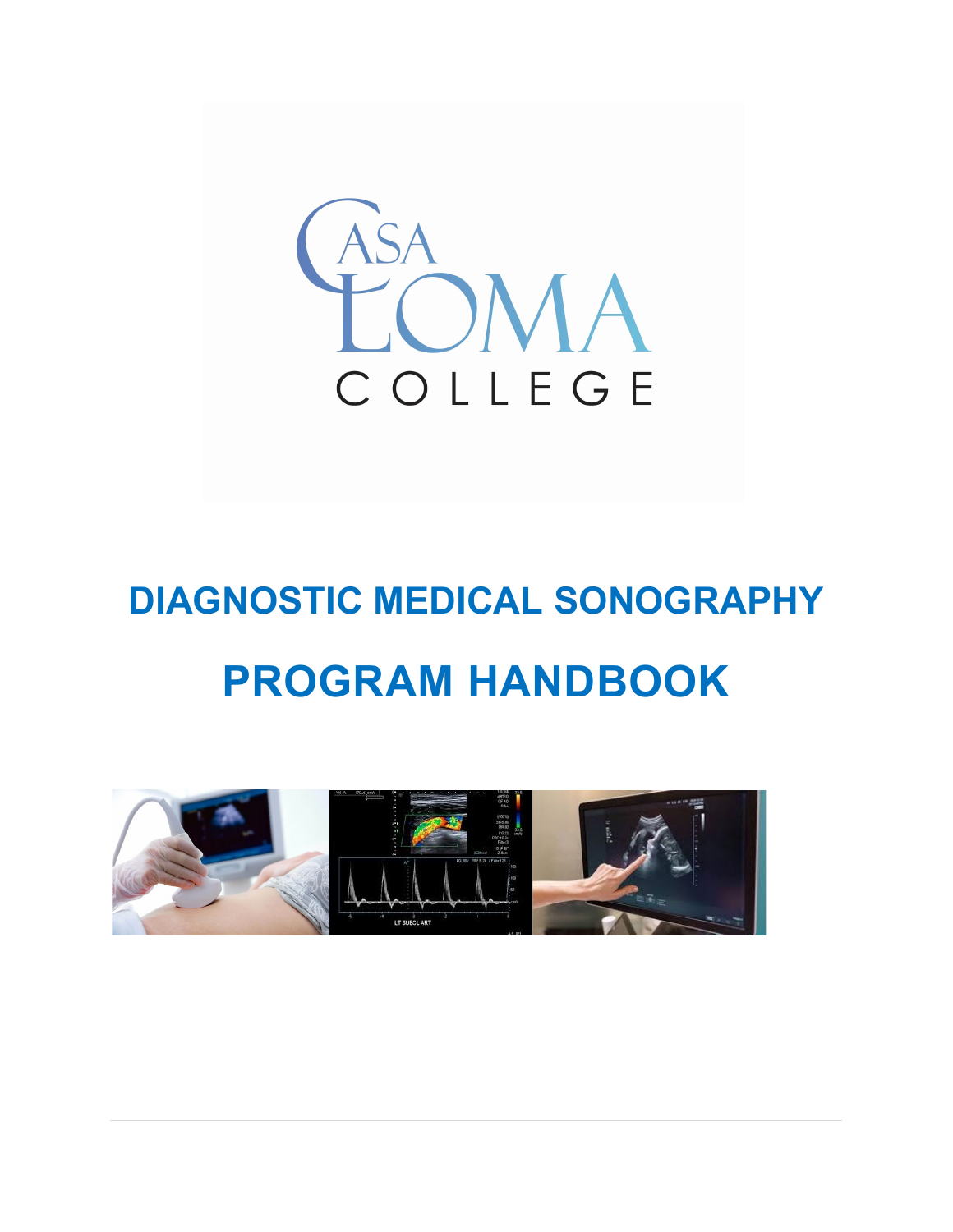CASA LOMA COLLEGE

# DIAGNOSTIC MEDICAL SONOGRAPHY

# PROGRAM HANDBOOK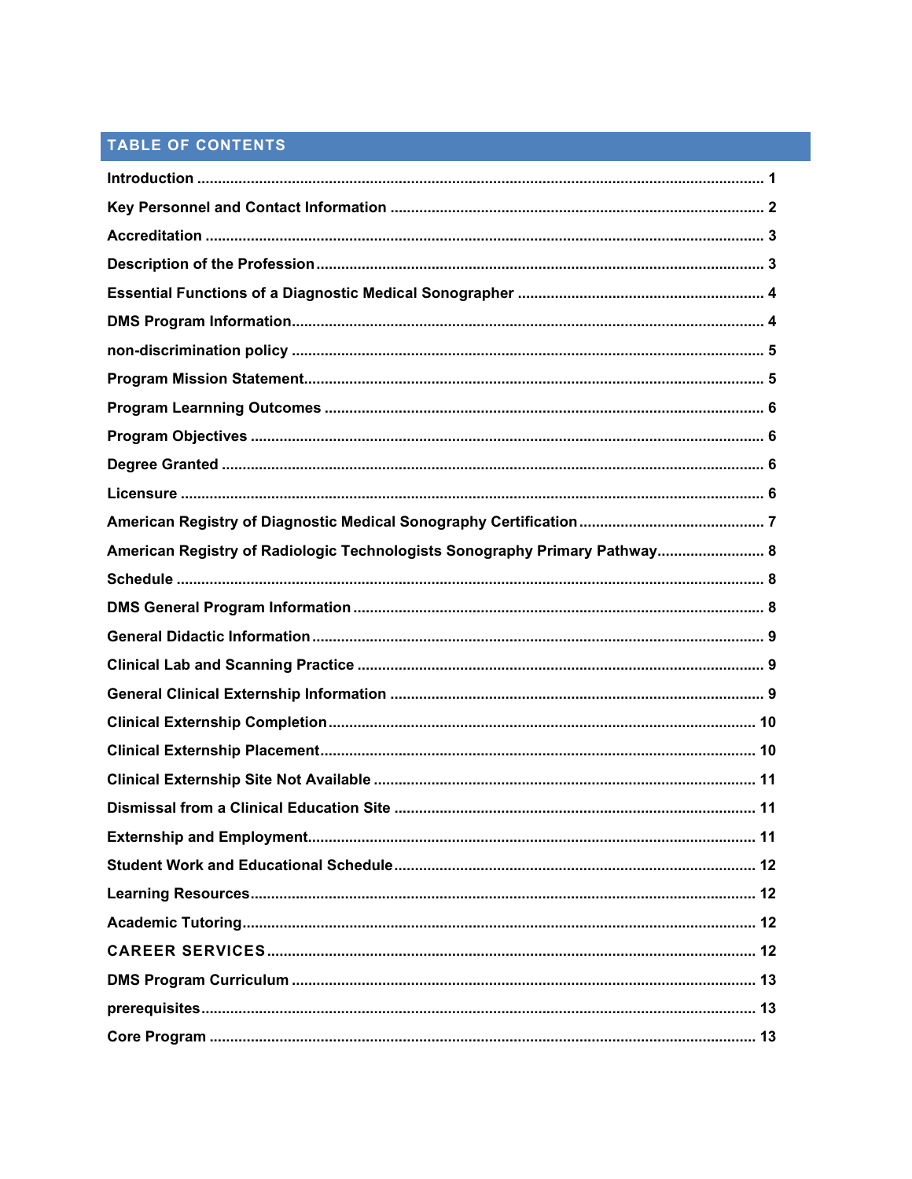## TABLE OF CONTENTS

| | |
|---|---|
| Introduction | 1 |
| Key Personnel and Contact Information | 2 |
| Accreditation | 3 |
| Description of the Profession | 3 |
| Essential Functions of a Diagnostic Medical Sonographer | 4 |
| DMS Program Information | 4 |
| non-discrimination policy | 5 |
| Program Mission Statement | 5 |
| Program Learning Outcomes | 6 |
| Program Objectives | 6 |
| Degree Granted | 6 |
| Licensure | 6 |
| American Registry of Diagnostic Medical Sonography Certification | 7 |
| American Registry of Radiologic Technologists Sonography Primary Pathway | 8 |
| Schedule | 8 |
| DMS General Program Information | 8 |
| General Didactic Information | 9 |
| Clinical Lab and Scanning Practice | 9 |
| General Clinical Externship Information | 9 |
| Clinical Externship Completion | 10 |
| Clinical Externship Placement | 10 |
| Clinical Externship Site Not Available | 11 |
| Dismissal from a Clinical Education Site | 11 |
| Externship and Employment | 11 |
| Student Work and Educational Schedule | 12 |
| Learning Resources | 12 |
| Academic Tutoring | 12 |
| CAREER SERVICES | 12 |
| DMS Program Curriculum | 13 |
| prerequisites | 13 |
| Core Program | 13 |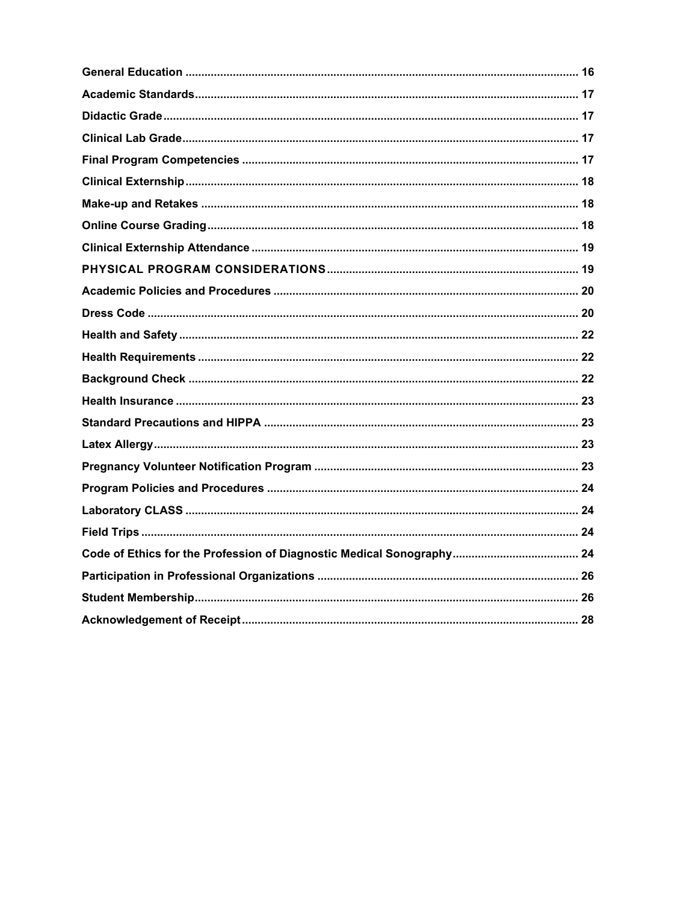**General Education** ........................................................................................................................ 16

**Academic Standards**........................................................................................................................ 17

**Didactic Grade**................................................................................................................................. 17

**Clinical Lab Grade**........................................................................................................................... 17

**Final Program Competencies** ......................................................................................................... 17

**Clinical Externship**.......................................................................................................................... 18

**Make-up and Retakes** ..................................................................................................................... 18

**Online Course Grading**................................................................................................................... 18

**Clinical Externship Attendance** ..................................................................................................... 19

**PHYSICAL PROGRAM CONSIDERATIONS**............................................................................ 19

**Academic Policies and Procedures** ............................................................................................... 20

**Dress Code** ...................................................................................................................................... 20

**Health and Safety** ........................................................................................................................... 22

**Health Requirements** ...................................................................................................................... 22

**Background Check** ......................................................................................................................... 22

**Health Insurance** ............................................................................................................................. 23

**Standard Precautions and HIPPA** ................................................................................................. 23

**Latex Allergy**.................................................................................................................................... 23

**Pregnancy Volunteer Notification Program** .................................................................................. 23

**Program Policies and Procedures** ................................................................................................ 24

**Laboratory CLASS** ......................................................................................................................... 24

**Field Trips** ....................................................................................................................................... 24

**Code of Ethics for the Profession of Diagnostic Medical Sonography**....................................... 24

**Participation in Professional Organizations** ................................................................................ 26

**Student Membership**...................................................................................................................... 26

**Acknowledgement of Receipt**........................................................................................................ 28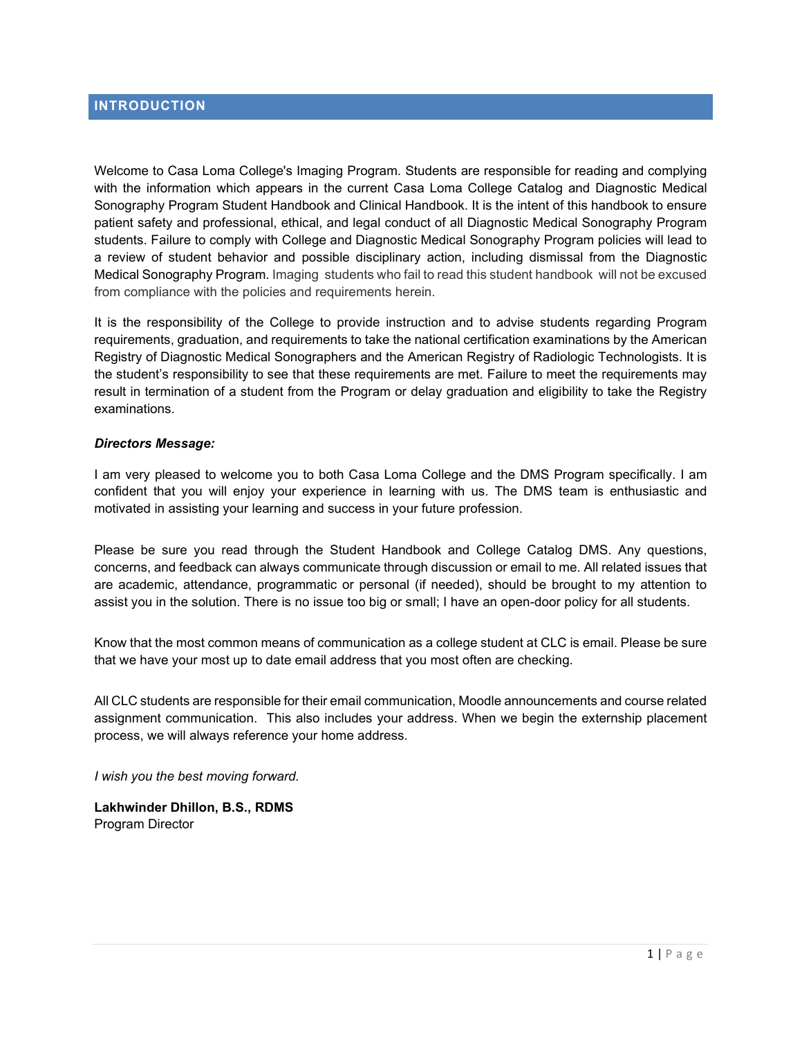## INTRODUCTION

Welcome to Casa Loma College's Imaging Program. Students are responsible for reading and complying with the information which appears in the current Casa Loma College Catalog and Diagnostic Medical Sonography Program Student Handbook and Clinical Handbook. It is the intent of this handbook to ensure patient safety and professional, ethical, and legal conduct of all Diagnostic Medical Sonography Program students. Failure to comply with College and Diagnostic Medical Sonography Program policies will lead to a review of student behavior and possible disciplinary action, including dismissal from the Diagnostic Medical Sonography Program. Imaging students who fail to read this student handbook will not be excused from compliance with the policies and requirements herein.

It is the responsibility of the College to provide instruction and to advise students regarding Program requirements, graduation, and requirements to take the national certification examinations by the American Registry of Diagnostic Medical Sonographers and the American Registry of Radiologic Technologists. It is the student's responsibility to see that these requirements are met. Failure to meet the requirements may result in termination of a student from the Program or delay graduation and eligibility to take the Registry examinations.

***Directors Message:***

I am very pleased to welcome you to both Casa Loma College and the DMS Program specifically. I am confident that you will enjoy your experience in learning with us. The DMS team is enthusiastic and motivated in assisting your learning and success in your future profession.

Please be sure you read through the Student Handbook and College Catalog DMS. Any questions, concerns, and feedback can always communicate through discussion or email to me. All related issues that are academic, attendance, programmatic or personal (if needed), should be brought to my attention to assist you in the solution. There is no issue too big or small; I have an open-door policy for all students.

Know that the most common means of communication as a college student at CLC is email. Please be sure that we have your most up to date email address that you most often are checking.

All CLC students are responsible for their email communication, Moodle announcements and course related assignment communication. This also includes your address. When we begin the externship placement process, we will always reference your home address.

*I wish you the best moving forward.*

**Lakhwinder Dhillon, B.S., RDMS**
Program Director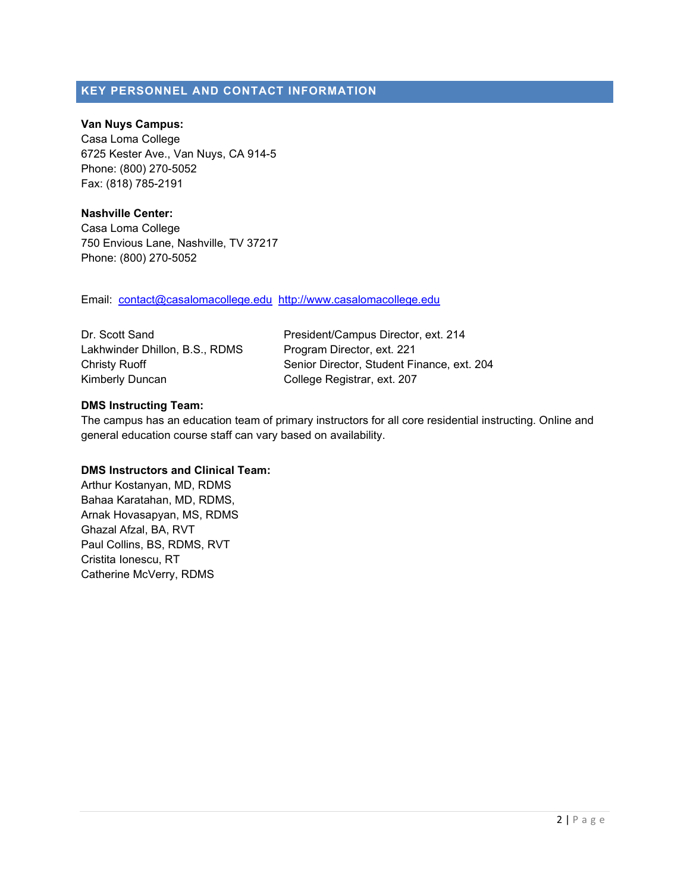## KEY PERSONNEL AND CONTACT INFORMATION

**Van Nuys Campus:**
Casa Loma College
6725 Kester Ave., Van Nuys, CA 914-5
Phone: (800) 270-5052
Fax: (818) 785-2191

**Nashville Center:**
Casa Loma College
750 Envious Lane, Nashville, TV 37217
Phone: (800) 270-5052

Email: contact@casalomacollege.edu http://www.casalomacollege.edu

| | |
|---|---|
| Dr. Scott Sand | President/Campus Director, ext. 214 |
| Lakhwinder Dhillon, B.S., RDMS | Program Director, ext. 221 |
| Christy Ruoff | Senior Director, Student Finance, ext. 204 |
| Kimberly Duncan | College Registrar, ext. 207 |

**DMS Instructing Team:**
The campus has an education team of primary instructors for all core residential instructing. Online and general education course staff can vary based on availability.

**DMS Instructors and Clinical Team:**
Arthur Kostanyan, MD, RDMS
Bahaa Karatahan, MD, RDMS,
Arnak Hovasapyan, MS, RDMS
Ghazal Afzal, BA, RVT
Paul Collins, BS, RDMS, RVT
Cristita Ionescu, RT
Catherine McVerry, RDMS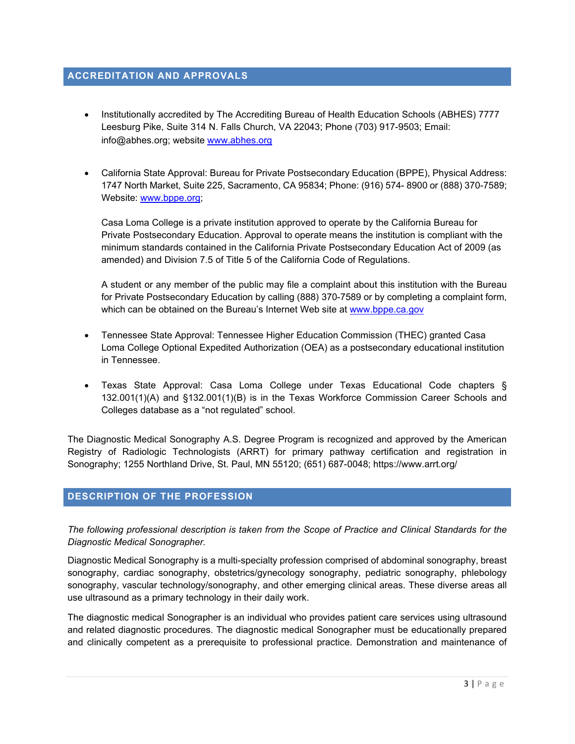## ACCREDITATION AND APPROVALS

- Institutionally accredited by The Accrediting Bureau of Health Education Schools (ABHES) 7777 Leesburg Pike, Suite 314 N. Falls Church, VA 22043; Phone (703) 917-9503; Email: info@abhes.org; website www.abhes.org

- California State Approval: Bureau for Private Postsecondary Education (BPPE), Physical Address: 1747 North Market, Suite 225, Sacramento, CA 95834; Phone: (916) 574- 8900 or (888) 370-7589; Website: www.bppe.org;

  Casa Loma College is a private institution approved to operate by the California Bureau for Private Postsecondary Education. Approval to operate means the institution is compliant with the minimum standards contained in the California Private Postsecondary Education Act of 2009 (as amended) and Division 7.5 of Title 5 of the California Code of Regulations.

  A student or any member of the public may file a complaint about this institution with the Bureau for Private Postsecondary Education by calling (888) 370-7589 or by completing a complaint form, which can be obtained on the Bureau's Internet Web site at www.bppe.ca.gov

- Tennessee State Approval: Tennessee Higher Education Commission (THEC) granted Casa Loma College Optional Expedited Authorization (OEA) as a postsecondary educational institution in Tennessee.

- Texas State Approval: Casa Loma College under Texas Educational Code chapters § 132.001(1)(A) and §132.001(1)(B) is in the Texas Workforce Commission Career Schools and Colleges database as a "not regulated" school.

The Diagnostic Medical Sonography A.S. Degree Program is recognized and approved by the American Registry of Radiologic Technologists (ARRT) for primary pathway certification and registration in Sonography; 1255 Northland Drive, St. Paul, MN 55120; (651) 687-0048; https://www.arrt.org/

## DESCRIPTION OF THE PROFESSION

*The following professional description is taken from the Scope of Practice and Clinical Standards for the Diagnostic Medical Sonographer.*

Diagnostic Medical Sonography is a multi-specialty profession comprised of abdominal sonography, breast sonography, cardiac sonography, obstetrics/gynecology sonography, pediatric sonography, phlebology sonography, vascular technology/sonography, and other emerging clinical areas. These diverse areas all use ultrasound as a primary technology in their daily work.

The diagnostic medical Sonographer is an individual who provides patient care services using ultrasound and related diagnostic procedures. The diagnostic medical Sonographer must be educationally prepared and clinically competent as a prerequisite to professional practice. Demonstration and maintenance of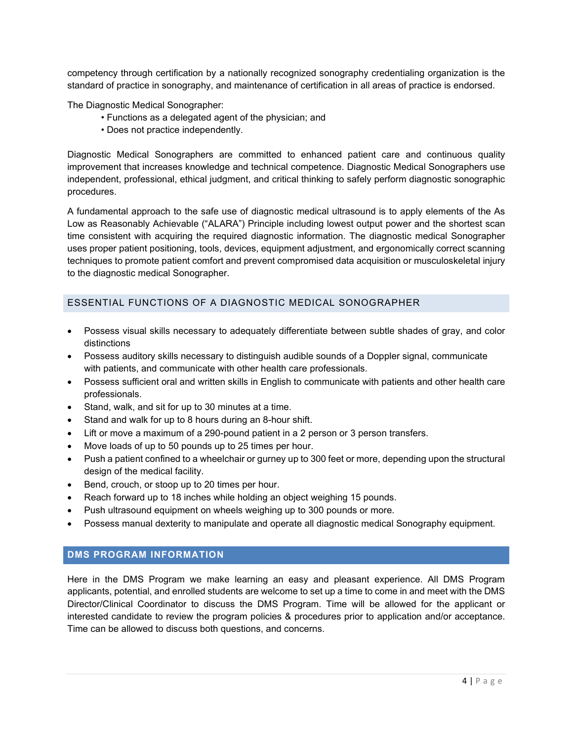competency through certification by a nationally recognized sonography credentialing organization is the standard of practice in sonography, and maintenance of certification in all areas of practice is endorsed.

The Diagnostic Medical Sonographer:

- Functions as a delegated agent of the physician; and
- Does not practice independently.

Diagnostic Medical Sonographers are committed to enhanced patient care and continuous quality improvement that increases knowledge and technical competence. Diagnostic Medical Sonographers use independent, professional, ethical judgment, and critical thinking to safely perform diagnostic sonographic procedures.

A fundamental approach to the safe use of diagnostic medical ultrasound is to apply elements of the As Low as Reasonably Achievable ("ALARA") Principle including lowest output power and the shortest scan time consistent with acquiring the required diagnostic information. The diagnostic medical Sonographer uses proper patient positioning, tools, devices, equipment adjustment, and ergonomically correct scanning techniques to promote patient comfort and prevent compromised data acquisition or musculoskeletal injury to the diagnostic medical Sonographer.

## ESSENTIAL FUNCTIONS OF A DIAGNOSTIC MEDICAL SONOGRAPHER

- Possess visual skills necessary to adequately differentiate between subtle shades of gray, and color distinctions
- Possess auditory skills necessary to distinguish audible sounds of a Doppler signal, communicate with patients, and communicate with other health care professionals.
- Possess sufficient oral and written skills in English to communicate with patients and other health care professionals.
- Stand, walk, and sit for up to 30 minutes at a time.
- Stand and walk for up to 8 hours during an 8-hour shift.
- Lift or move a maximum of a 290-pound patient in a 2 person or 3 person transfers.
- Move loads of up to 50 pounds up to 25 times per hour.
- Push a patient confined to a wheelchair or gurney up to 300 feet or more, depending upon the structural design of the medical facility.
- Bend, crouch, or stoop up to 20 times per hour.
- Reach forward up to 18 inches while holding an object weighing 15 pounds.
- Push ultrasound equipment on wheels weighing up to 300 pounds or more.
- Possess manual dexterity to manipulate and operate all diagnostic medical Sonography equipment.

## DMS PROGRAM INFORMATION

Here in the DMS Program we make learning an easy and pleasant experience. All DMS Program applicants, potential, and enrolled students are welcome to set up a time to come in and meet with the DMS Director/Clinical Coordinator to discuss the DMS Program. Time will be allowed for the applicant or interested candidate to review the program policies & procedures prior to application and/or acceptance. Time can be allowed to discuss both questions, and concerns.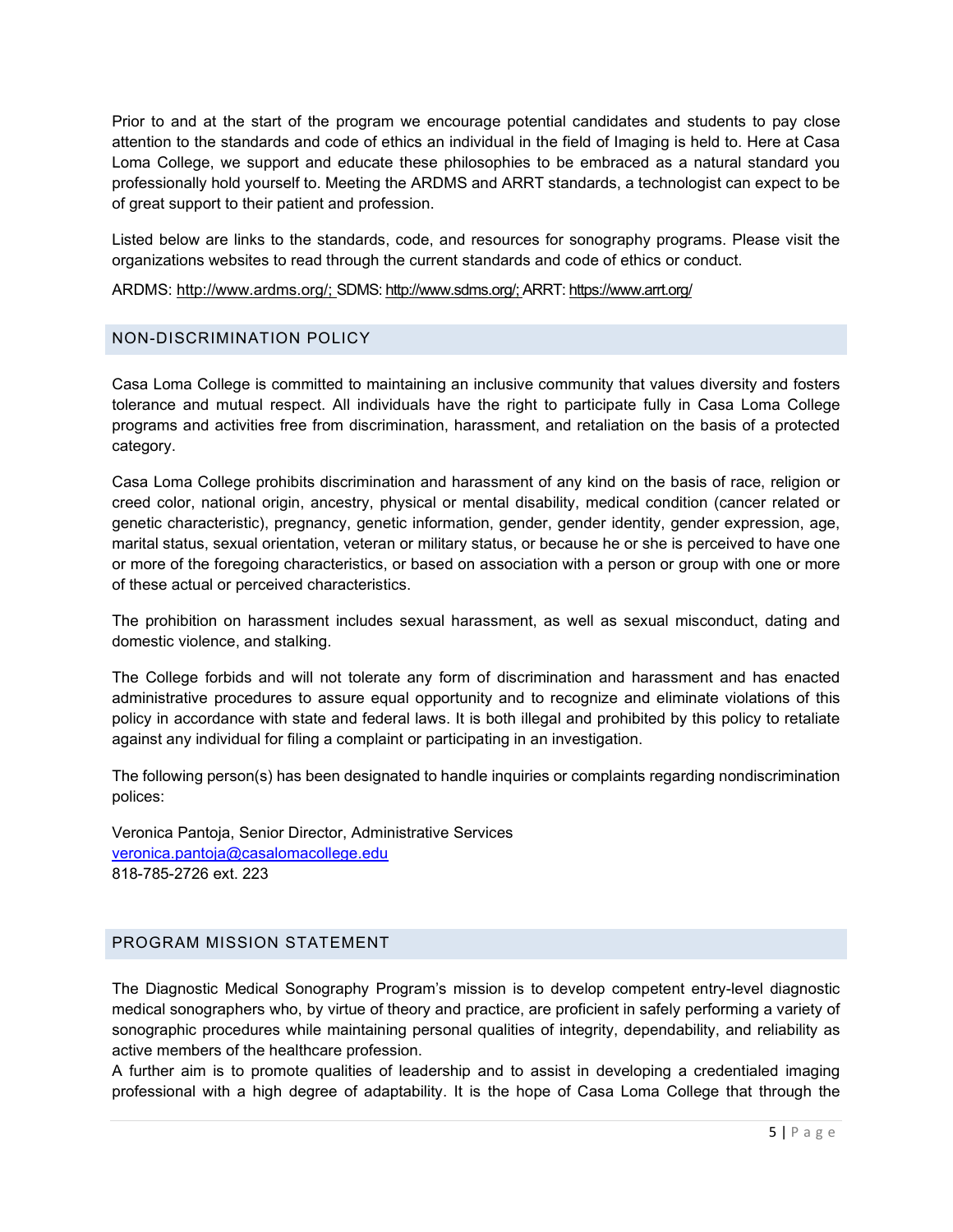Prior to and at the start of the program we encourage potential candidates and students to pay close attention to the standards and code of ethics an individual in the field of Imaging is held to. Here at Casa Loma College, we support and educate these philosophies to be embraced as a natural standard you professionally hold yourself to. Meeting the ARDMS and ARRT standards, a technologist can expect to be of great support to their patient and profession.

Listed below are links to the standards, code, and resources for sonography programs. Please visit the organizations websites to read through the current standards and code of ethics or conduct.

ARDMS: http://www.ardms.org/; SDMS: http://www.sdms.org/; ARRT: https://www.arrt.org/

## NON-DISCRIMINATION POLICY

Casa Loma College is committed to maintaining an inclusive community that values diversity and fosters tolerance and mutual respect. All individuals have the right to participate fully in Casa Loma College programs and activities free from discrimination, harassment, and retaliation on the basis of a protected category.

Casa Loma College prohibits discrimination and harassment of any kind on the basis of race, religion or creed color, national origin, ancestry, physical or mental disability, medical condition (cancer related or genetic characteristic), pregnancy, genetic information, gender, gender identity, gender expression, age, marital status, sexual orientation, veteran or military status, or because he or she is perceived to have one or more of the foregoing characteristics, or based on association with a person or group with one or more of these actual or perceived characteristics.

The prohibition on harassment includes sexual harassment, as well as sexual misconduct, dating and domestic violence, and stalking.

The College forbids and will not tolerate any form of discrimination and harassment and has enacted administrative procedures to assure equal opportunity and to recognize and eliminate violations of this policy in accordance with state and federal laws. It is both illegal and prohibited by this policy to retaliate against any individual for filing a complaint or participating in an investigation.

The following person(s) has been designated to handle inquiries or complaints regarding nondiscrimination polices:

Veronica Pantoja, Senior Director, Administrative Services
veronica.pantoja@casalomacollege.edu
818-785-2726 ext. 223

## PROGRAM MISSION STATEMENT

The Diagnostic Medical Sonography Program's mission is to develop competent entry-level diagnostic medical sonographers who, by virtue of theory and practice, are proficient in safely performing a variety of sonographic procedures while maintaining personal qualities of integrity, dependability, and reliability as active members of the healthcare profession.
A further aim is to promote qualities of leadership and to assist in developing a credentialed imaging professional with a high degree of adaptability. It is the hope of Casa Loma College that through the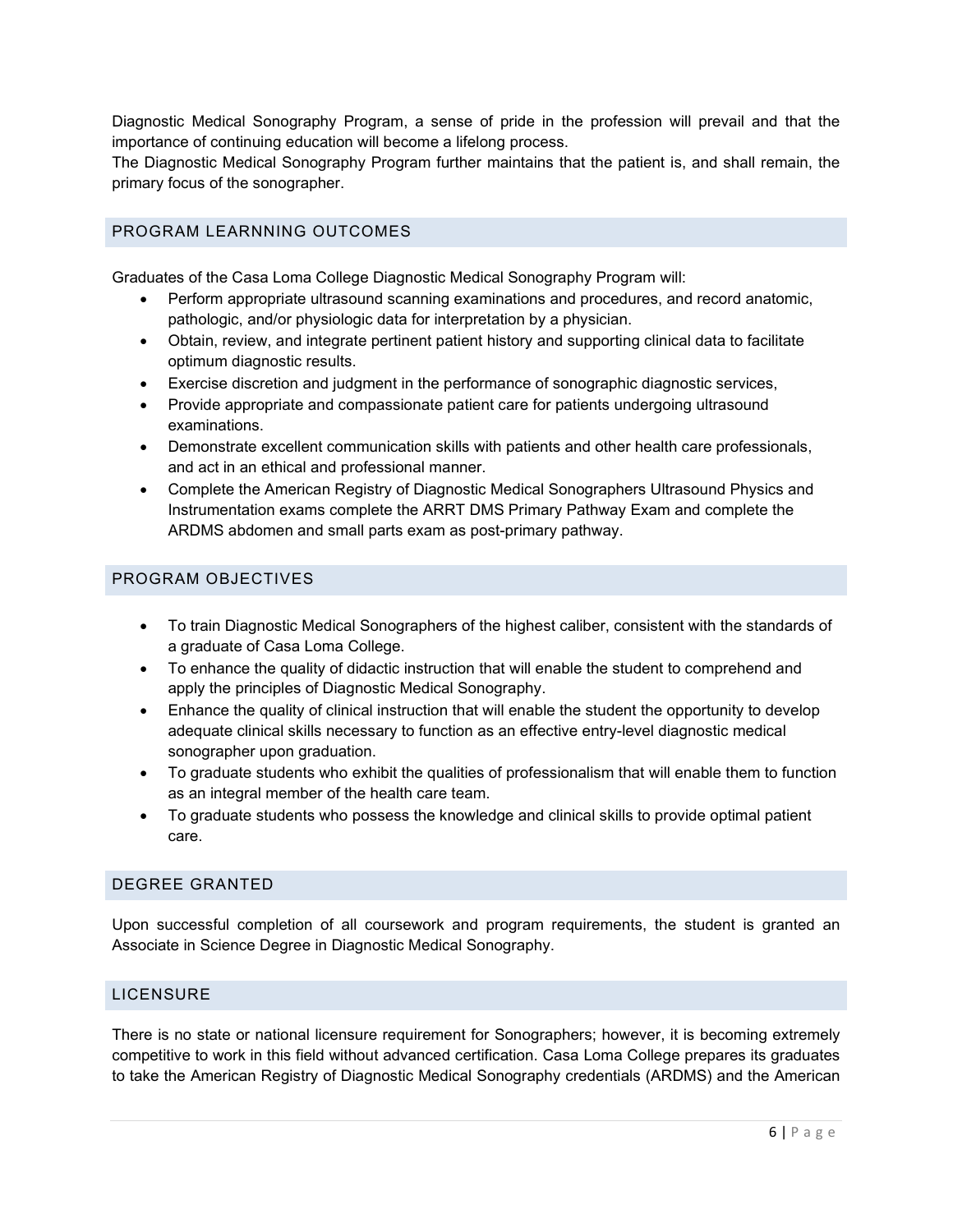Diagnostic Medical Sonography Program, a sense of pride in the profession will prevail and that the importance of continuing education will become a lifelong process.

The Diagnostic Medical Sonography Program further maintains that the patient is, and shall remain, the primary focus of the sonographer.

## PROGRAM LEARNNING OUTCOMES

Graduates of the Casa Loma College Diagnostic Medical Sonography Program will:

- Perform appropriate ultrasound scanning examinations and procedures, and record anatomic, pathologic, and/or physiologic data for interpretation by a physician.
- Obtain, review, and integrate pertinent patient history and supporting clinical data to facilitate optimum diagnostic results.
- Exercise discretion and judgment in the performance of sonographic diagnostic services,
- Provide appropriate and compassionate patient care for patients undergoing ultrasound examinations.
- Demonstrate excellent communication skills with patients and other health care professionals, and act in an ethical and professional manner.
- Complete the American Registry of Diagnostic Medical Sonographers Ultrasound Physics and Instrumentation exams complete the ARRT DMS Primary Pathway Exam and complete the ARDMS abdomen and small parts exam as post-primary pathway.

## PROGRAM OBJECTIVES

- To train Diagnostic Medical Sonographers of the highest caliber, consistent with the standards of a graduate of Casa Loma College.
- To enhance the quality of didactic instruction that will enable the student to comprehend and apply the principles of Diagnostic Medical Sonography.
- Enhance the quality of clinical instruction that will enable the student the opportunity to develop adequate clinical skills necessary to function as an effective entry-level diagnostic medical sonographer upon graduation.
- To graduate students who exhibit the qualities of professionalism that will enable them to function as an integral member of the health care team.
- To graduate students who possess the knowledge and clinical skills to provide optimal patient care.

## DEGREE GRANTED

Upon successful completion of all coursework and program requirements, the student is granted an Associate in Science Degree in Diagnostic Medical Sonography.

## LICENSURE

There is no state or national licensure requirement for Sonographers; however, it is becoming extremely competitive to work in this field without advanced certification. Casa Loma College prepares its graduates to take the American Registry of Diagnostic Medical Sonography credentials (ARDMS) and the American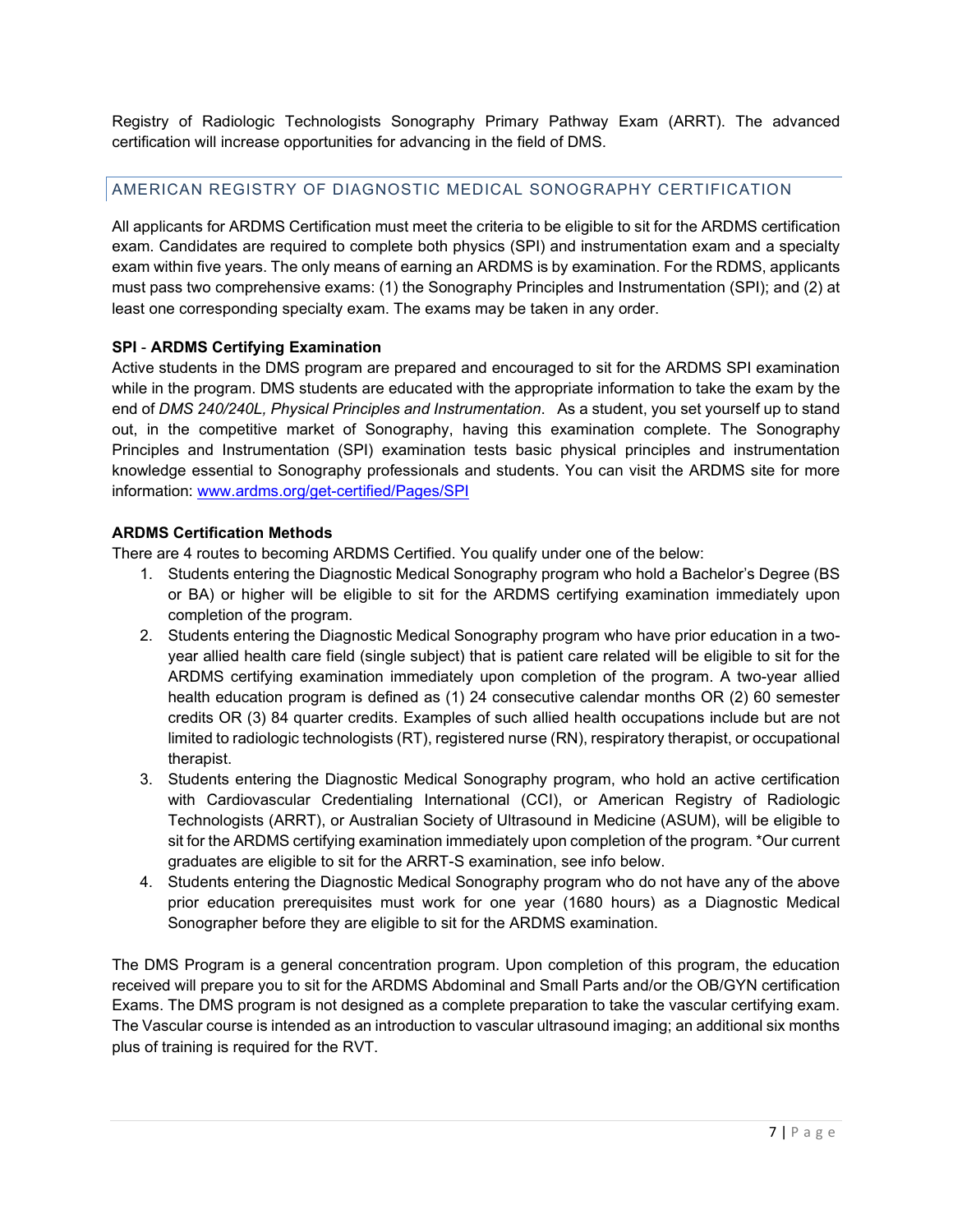Registry of Radiologic Technologists Sonography Primary Pathway Exam (ARRT). The advanced certification will increase opportunities for advancing in the field of DMS.

## AMERICAN REGISTRY OF DIAGNOSTIC MEDICAL SONOGRAPHY CERTIFICATION

All applicants for ARDMS Certification must meet the criteria to be eligible to sit for the ARDMS certification exam. Candidates are required to complete both physics (SPI) and instrumentation exam and a specialty exam within five years. The only means of earning an ARDMS is by examination. For the RDMS, applicants must pass two comprehensive exams: (1) the Sonography Principles and Instrumentation (SPI); and (2) at least one corresponding specialty exam. The exams may be taken in any order.

**SPI - ARDMS Certifying Examination**

Active students in the DMS program are prepared and encouraged to sit for the ARDMS SPI examination while in the program. DMS students are educated with the appropriate information to take the exam by the end of *DMS 240/240L, Physical Principles and Instrumentation*. As a student, you set yourself up to stand out, in the competitive market of Sonography, having this examination complete. The Sonography Principles and Instrumentation (SPI) examination tests basic physical principles and instrumentation knowledge essential to Sonography professionals and students. You can visit the ARDMS site for more information: [www.ardms.org/get-certified/Pages/SPI](www.ardms.org/get-certified/Pages/SPI)

**ARDMS Certification Methods**

There are 4 routes to becoming ARDMS Certified. You qualify under one of the below:

1. Students entering the Diagnostic Medical Sonography program who hold a Bachelor's Degree (BS or BA) or higher will be eligible to sit for the ARDMS certifying examination immediately upon completion of the program.
2. Students entering the Diagnostic Medical Sonography program who have prior education in a two-year allied health care field (single subject) that is patient care related will be eligible to sit for the ARDMS certifying examination immediately upon completion of the program. A two-year allied health education program is defined as (1) 24 consecutive calendar months OR (2) 60 semester credits OR (3) 84 quarter credits. Examples of such allied health occupations include but are not limited to radiologic technologists (RT), registered nurse (RN), respiratory therapist, or occupational therapist.
3. Students entering the Diagnostic Medical Sonography program, who hold an active certification with Cardiovascular Credentialing International (CCI), or American Registry of Radiologic Technologists (ARRT), or Australian Society of Ultrasound in Medicine (ASUM), will be eligible to sit for the ARDMS certifying examination immediately upon completion of the program. *Our current graduates are eligible to sit for the ARRT-S examination, see info below.
4. Students entering the Diagnostic Medical Sonography program who do not have any of the above prior education prerequisites must work for one year (1680 hours) as a Diagnostic Medical Sonographer before they are eligible to sit for the ARDMS examination.

The DMS Program is a general concentration program. Upon completion of this program, the education received will prepare you to sit for the ARDMS Abdominal and Small Parts and/or the OB/GYN certification Exams. The DMS program is not designed as a complete preparation to take the vascular certifying exam. The Vascular course is intended as an introduction to vascular ultrasound imaging; an additional six months plus of training is required for the RVT.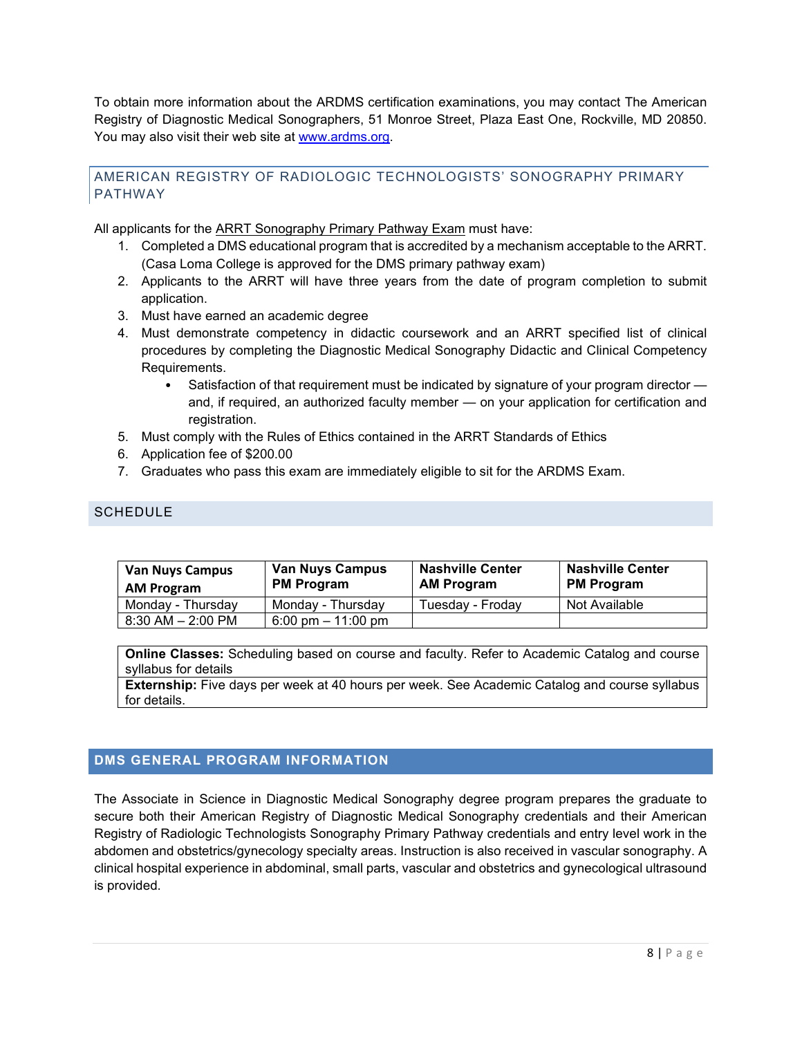To obtain more information about the ARDMS certification examinations, you may contact The American Registry of Diagnostic Medical Sonographers, 51 Monroe Street, Plaza East One, Rockville, MD 20850. You may also visit their web site at www.ardms.org.

## AMERICAN REGISTRY OF RADIOLOGIC TECHNOLOGISTS' SONOGRAPHY PRIMARY PATHWAY

All applicants for the ARRT Sonography Primary Pathway Exam must have:

1. Completed a DMS educational program that is accredited by a mechanism acceptable to the ARRT. (Casa Loma College is approved for the DMS primary pathway exam)
2. Applicants to the ARRT will have three years from the date of program completion to submit application.
3. Must have earned an academic degree
4. Must demonstrate competency in didactic coursework and an ARRT specified list of clinical procedures by completing the Diagnostic Medical Sonography Didactic and Clinical Competency Requirements.
   - Satisfaction of that requirement must be indicated by signature of your program director — and, if required, an authorized faculty member — on your application for certification and registration.
5. Must comply with the Rules of Ethics contained in the ARRT Standards of Ethics
6. Application fee of $200.00
7. Graduates who pass this exam are immediately eligible to sit for the ARDMS Exam.

## SCHEDULE

| Van Nuys Campus AM Program | Van Nuys Campus PM Program | Nashville Center AM Program | Nashville Center PM Program |
|---|---|---|---|
| Monday - Thursday | Monday - Thursday | Tuesday - Froday | Not Available |
| 8:30 AM – 2:00 PM | 6:00 pm – 11:00 pm | | |

**Online Classes:** Scheduling based on course and faculty. Refer to Academic Catalog and course syllabus for details

**Externship:** Five days per week at 40 hours per week. See Academic Catalog and course syllabus for details.

## DMS GENERAL PROGRAM INFORMATION

The Associate in Science in Diagnostic Medical Sonography degree program prepares the graduate to secure both their American Registry of Diagnostic Medical Sonography credentials and their American Registry of Radiologic Technologists Sonography Primary Pathway credentials and entry level work in the abdomen and obstetrics/gynecology specialty areas. Instruction is also received in vascular sonography. A clinical hospital experience in abdominal, small parts, vascular and obstetrics and gynecological ultrasound is provided.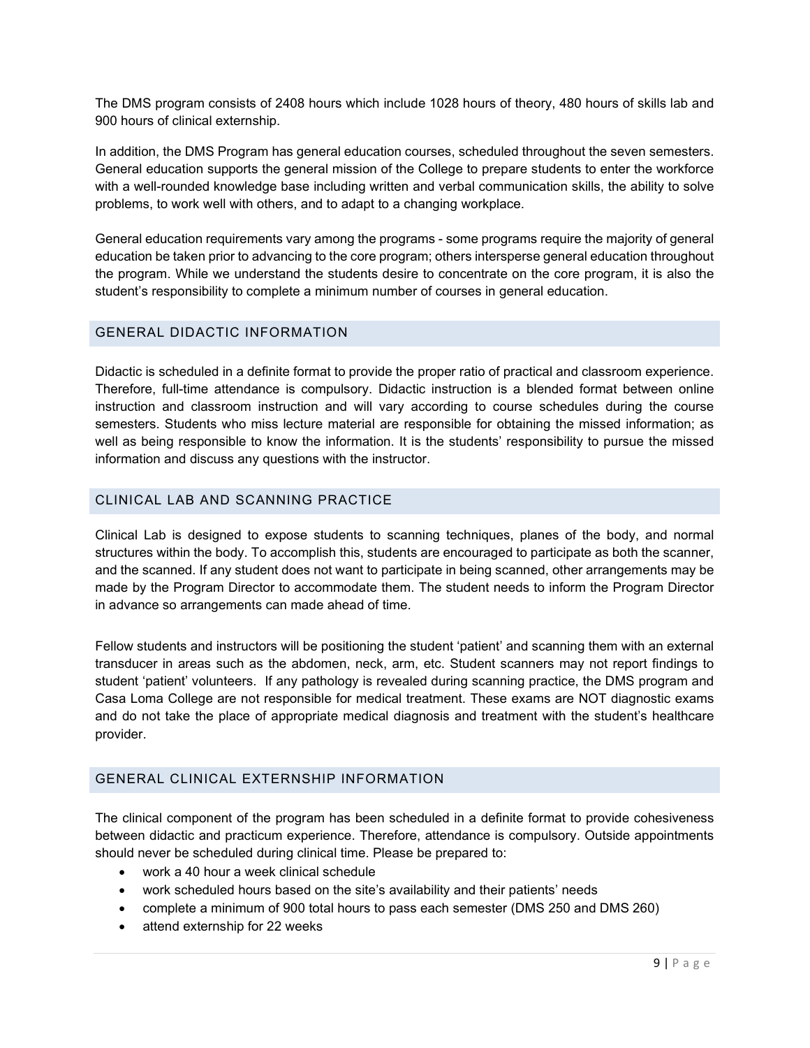The DMS program consists of 2408 hours which include 1028 hours of theory, 480 hours of skills lab and 900 hours of clinical externship.

In addition, the DMS Program has general education courses, scheduled throughout the seven semesters. General education supports the general mission of the College to prepare students to enter the workforce with a well-rounded knowledge base including written and verbal communication skills, the ability to solve problems, to work well with others, and to adapt to a changing workplace.

General education requirements vary among the programs - some programs require the majority of general education be taken prior to advancing to the core program; others intersperse general education throughout the program. While we understand the students desire to concentrate on the core program, it is also the student's responsibility to complete a minimum number of courses in general education.

## GENERAL DIDACTIC INFORMATION

Didactic is scheduled in a definite format to provide the proper ratio of practical and classroom experience. Therefore, full-time attendance is compulsory. Didactic instruction is a blended format between online instruction and classroom instruction and will vary according to course schedules during the course semesters. Students who miss lecture material are responsible for obtaining the missed information; as well as being responsible to know the information. It is the students' responsibility to pursue the missed information and discuss any questions with the instructor.

## CLINICAL LAB AND SCANNING PRACTICE

Clinical Lab is designed to expose students to scanning techniques, planes of the body, and normal structures within the body. To accomplish this, students are encouraged to participate as both the scanner, and the scanned. If any student does not want to participate in being scanned, other arrangements may be made by the Program Director to accommodate them. The student needs to inform the Program Director in advance so arrangements can made ahead of time.

Fellow students and instructors will be positioning the student 'patient' and scanning them with an external transducer in areas such as the abdomen, neck, arm, etc. Student scanners may not report findings to student 'patient' volunteers. If any pathology is revealed during scanning practice, the DMS program and Casa Loma College are not responsible for medical treatment. These exams are NOT diagnostic exams and do not take the place of appropriate medical diagnosis and treatment with the student's healthcare provider.

## GENERAL CLINICAL EXTERNSHIP INFORMATION

The clinical component of the program has been scheduled in a definite format to provide cohesiveness between didactic and practicum experience. Therefore, attendance is compulsory. Outside appointments should never be scheduled during clinical time. Please be prepared to:

- work a 40 hour a week clinical schedule
- work scheduled hours based on the site's availability and their patients' needs
- complete a minimum of 900 total hours to pass each semester (DMS 250 and DMS 260)
- attend externship for 22 weeks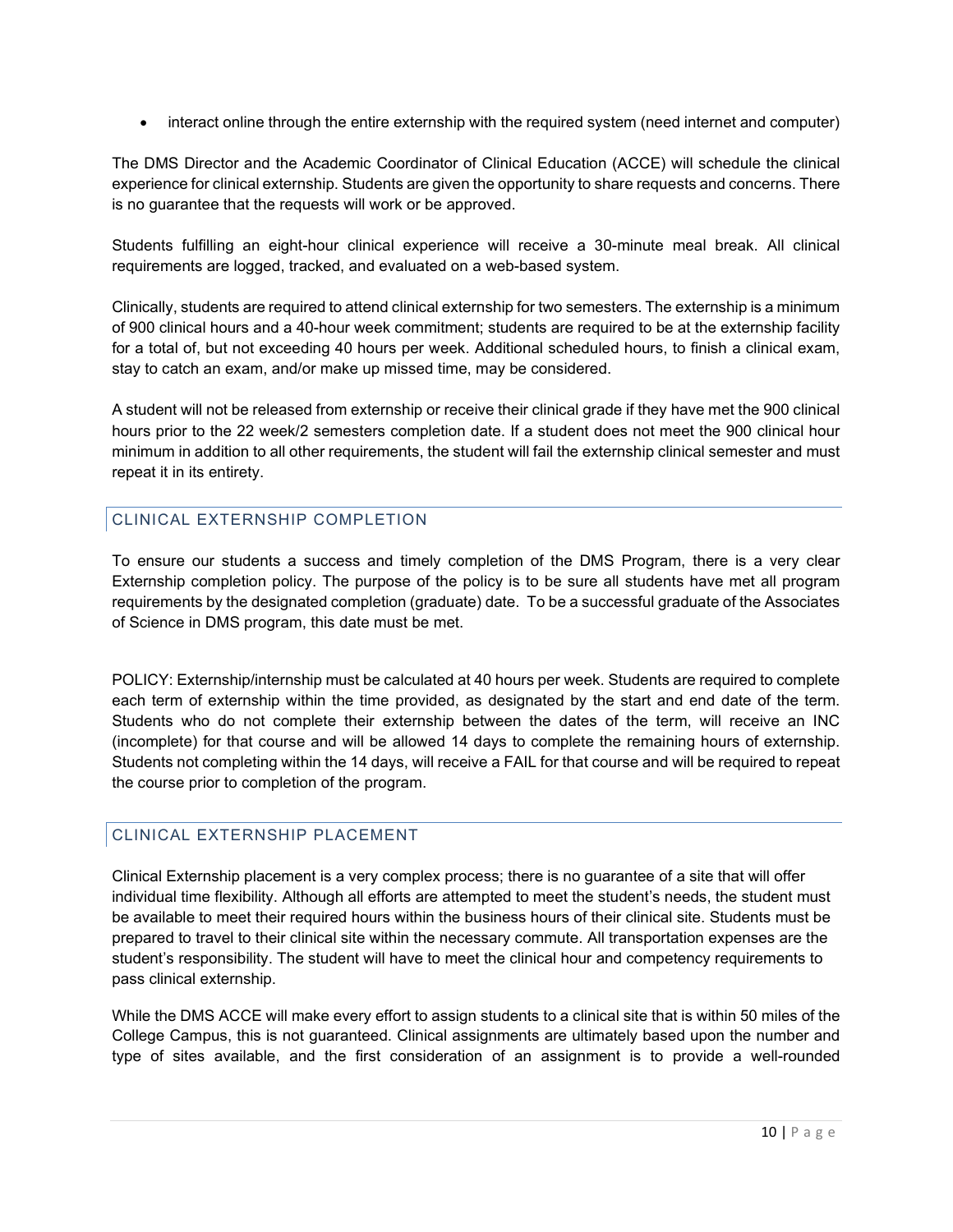- interact online through the entire externship with the required system (need internet and computer)

The DMS Director and the Academic Coordinator of Clinical Education (ACCE) will schedule the clinical experience for clinical externship. Students are given the opportunity to share requests and concerns. There is no guarantee that the requests will work or be approved.

Students fulfilling an eight-hour clinical experience will receive a 30-minute meal break. All clinical requirements are logged, tracked, and evaluated on a web-based system.

Clinically, students are required to attend clinical externship for two semesters. The externship is a minimum of 900 clinical hours and a 40-hour week commitment; students are required to be at the externship facility for a total of, but not exceeding 40 hours per week. Additional scheduled hours, to finish a clinical exam, stay to catch an exam, and/or make up missed time, may be considered.

A student will not be released from externship or receive their clinical grade if they have met the 900 clinical hours prior to the 22 week/2 semesters completion date. If a student does not meet the 900 clinical hour minimum in addition to all other requirements, the student will fail the externship clinical semester and must repeat it in its entirety.

## CLINICAL EXTERNSHIP COMPLETION

To ensure our students a success and timely completion of the DMS Program, there is a very clear Externship completion policy. The purpose of the policy is to be sure all students have met all program requirements by the designated completion (graduate) date. To be a successful graduate of the Associates of Science in DMS program, this date must be met.

POLICY: Externship/internship must be calculated at 40 hours per week. Students are required to complete each term of externship within the time provided, as designated by the start and end date of the term. Students who do not complete their externship between the dates of the term, will receive an INC (incomplete) for that course and will be allowed 14 days to complete the remaining hours of externship. Students not completing within the 14 days, will receive a FAIL for that course and will be required to repeat the course prior to completion of the program.

## CLINICAL EXTERNSHIP PLACEMENT

Clinical Externship placement is a very complex process; there is no guarantee of a site that will offer individual time flexibility. Although all efforts are attempted to meet the student's needs, the student must be available to meet their required hours within the business hours of their clinical site. Students must be prepared to travel to their clinical site within the necessary commute. All transportation expenses are the student's responsibility. The student will have to meet the clinical hour and competency requirements to pass clinical externship.

While the DMS ACCE will make every effort to assign students to a clinical site that is within 50 miles of the College Campus, this is not guaranteed. Clinical assignments are ultimately based upon the number and type of sites available, and the first consideration of an assignment is to provide a well-rounded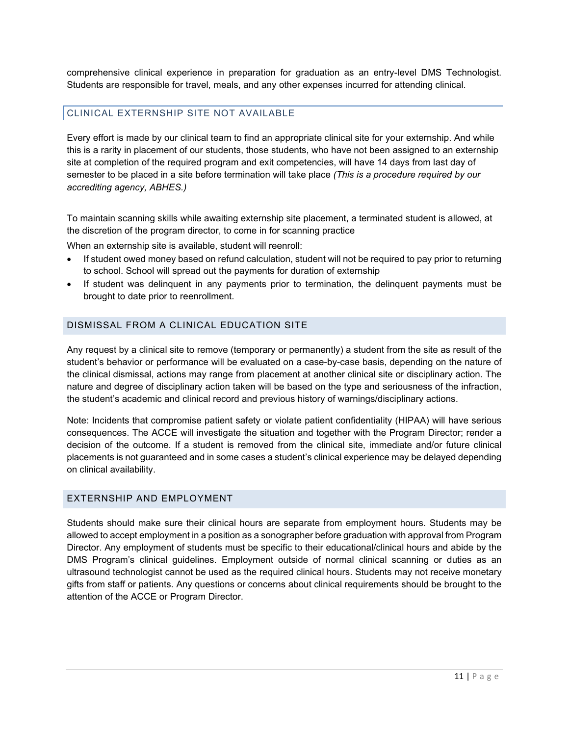comprehensive clinical experience in preparation for graduation as an entry-level DMS Technologist. Students are responsible for travel, meals, and any other expenses incurred for attending clinical.

## CLINICAL EXTERNSHIP SITE NOT AVAILABLE

Every effort is made by our clinical team to find an appropriate clinical site for your externship. And while this is a rarity in placement of our students, those students, who have not been assigned to an externship site at completion of the required program and exit competencies, will have 14 days from last day of semester to be placed in a site before termination will take place *(This is a procedure required by our accrediting agency, ABHES.)*

To maintain scanning skills while awaiting externship site placement, a terminated student is allowed, at the discretion of the program director, to come in for scanning practice

When an externship site is available, student will reenroll:

- If student owed money based on refund calculation, student will not be required to pay prior to returning to school. School will spread out the payments for duration of externship
- If student was delinquent in any payments prior to termination, the delinquent payments must be brought to date prior to reenrollment.

## DISMISSAL FROM A CLINICAL EDUCATION SITE

Any request by a clinical site to remove (temporary or permanently) a student from the site as result of the student's behavior or performance will be evaluated on a case-by-case basis, depending on the nature of the clinical dismissal, actions may range from placement at another clinical site or disciplinary action. The nature and degree of disciplinary action taken will be based on the type and seriousness of the infraction, the student's academic and clinical record and previous history of warnings/disciplinary actions.

Note: Incidents that compromise patient safety or violate patient confidentiality (HIPAA) will have serious consequences. The ACCE will investigate the situation and together with the Program Director; render a decision of the outcome. If a student is removed from the clinical site, immediate and/or future clinical placements is not guaranteed and in some cases a student's clinical experience may be delayed depending on clinical availability.

## EXTERNSHIP AND EMPLOYMENT

Students should make sure their clinical hours are separate from employment hours. Students may be allowed to accept employment in a position as a sonographer before graduation with approval from Program Director. Any employment of students must be specific to their educational/clinical hours and abide by the DMS Program's clinical guidelines. Employment outside of normal clinical scanning or duties as an ultrasound technologist cannot be used as the required clinical hours. Students may not receive monetary gifts from staff or patients. Any questions or concerns about clinical requirements should be brought to the attention of the ACCE or Program Director.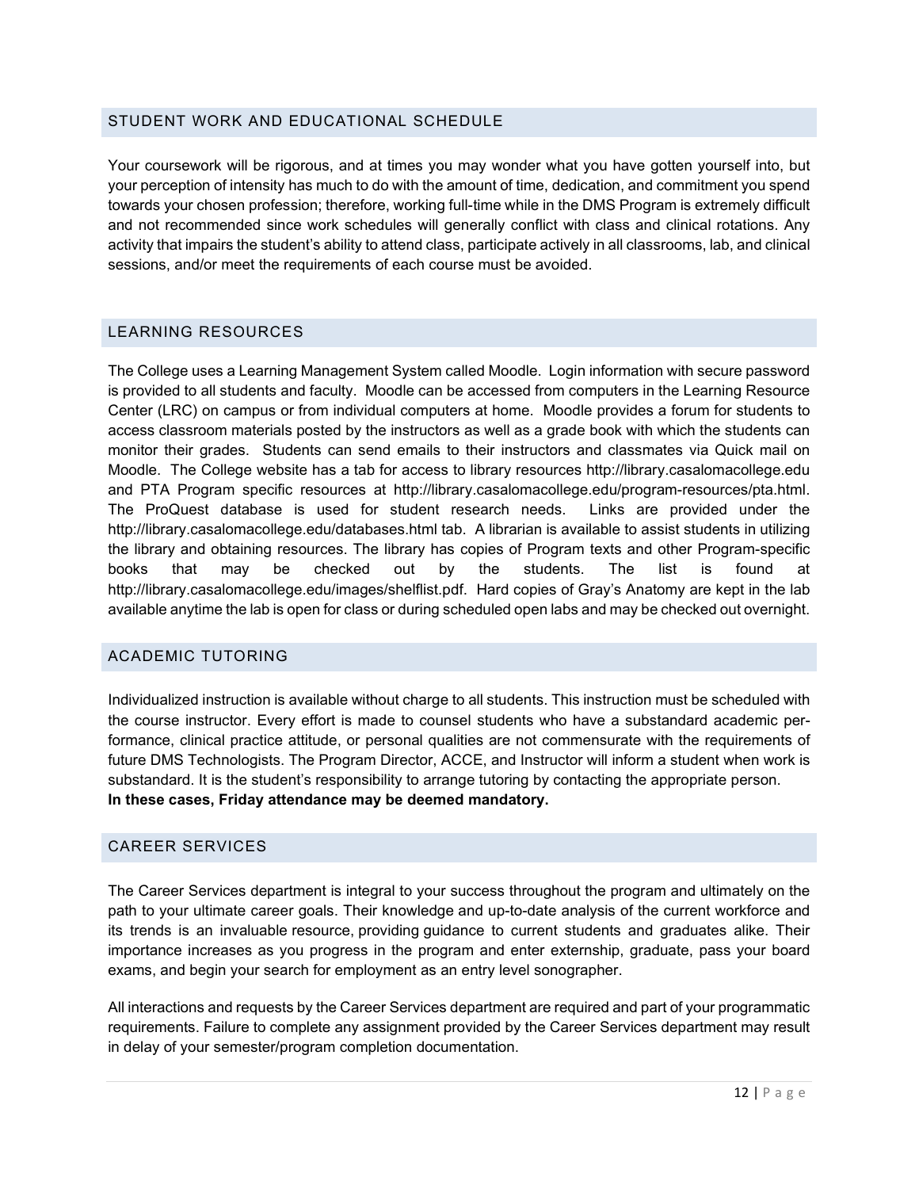## STUDENT WORK AND EDUCATIONAL SCHEDULE

Your coursework will be rigorous, and at times you may wonder what you have gotten yourself into, but your perception of intensity has much to do with the amount of time, dedication, and commitment you spend towards your chosen profession; therefore, working full-time while in the DMS Program is extremely difficult and not recommended since work schedules will generally conflict with class and clinical rotations. Any activity that impairs the student's ability to attend class, participate actively in all classrooms, lab, and clinical sessions, and/or meet the requirements of each course must be avoided.

## LEARNING RESOURCES

The College uses a Learning Management System called Moodle. Login information with secure password is provided to all students and faculty. Moodle can be accessed from computers in the Learning Resource Center (LRC) on campus or from individual computers at home. Moodle provides a forum for students to access classroom materials posted by the instructors as well as a grade book with which the students can monitor their grades. Students can send emails to their instructors and classmates via Quick mail on Moodle. The College website has a tab for access to library resources http://library.casalomacollege.edu and PTA Program specific resources at http://library.casalomacollege.edu/program-resources/pta.html. The ProQuest database is used for student research needs. Links are provided under the http://library.casalomacollege.edu/databases.html tab. A librarian is available to assist students in utilizing the library and obtaining resources. The library has copies of Program texts and other Program-specific books that may be checked out by the students. The list is found at http://library.casalomacollege.edu/images/shelflist.pdf. Hard copies of Gray's Anatomy are kept in the lab available anytime the lab is open for class or during scheduled open labs and may be checked out overnight.

## ACADEMIC TUTORING

Individualized instruction is available without charge to all students. This instruction must be scheduled with the course instructor. Every effort is made to counsel students who have a substandard academic performance, clinical practice attitude, or personal qualities are not commensurate with the requirements of future DMS Technologists. The Program Director, ACCE, and Instructor will inform a student when work is substandard. It is the student's responsibility to arrange tutoring by contacting the appropriate person.
**In these cases, Friday attendance may be deemed mandatory.**

## CAREER SERVICES

The Career Services department is integral to your success throughout the program and ultimately on the path to your ultimate career goals. Their knowledge and up-to-date analysis of the current workforce and its trends is an invaluable resource, providing guidance to current students and graduates alike. Their importance increases as you progress in the program and enter externship, graduate, pass your board exams, and begin your search for employment as an entry level sonographer.

All interactions and requests by the Career Services department are required and part of your programmatic requirements. Failure to complete any assignment provided by the Career Services department may result in delay of your semester/program completion documentation.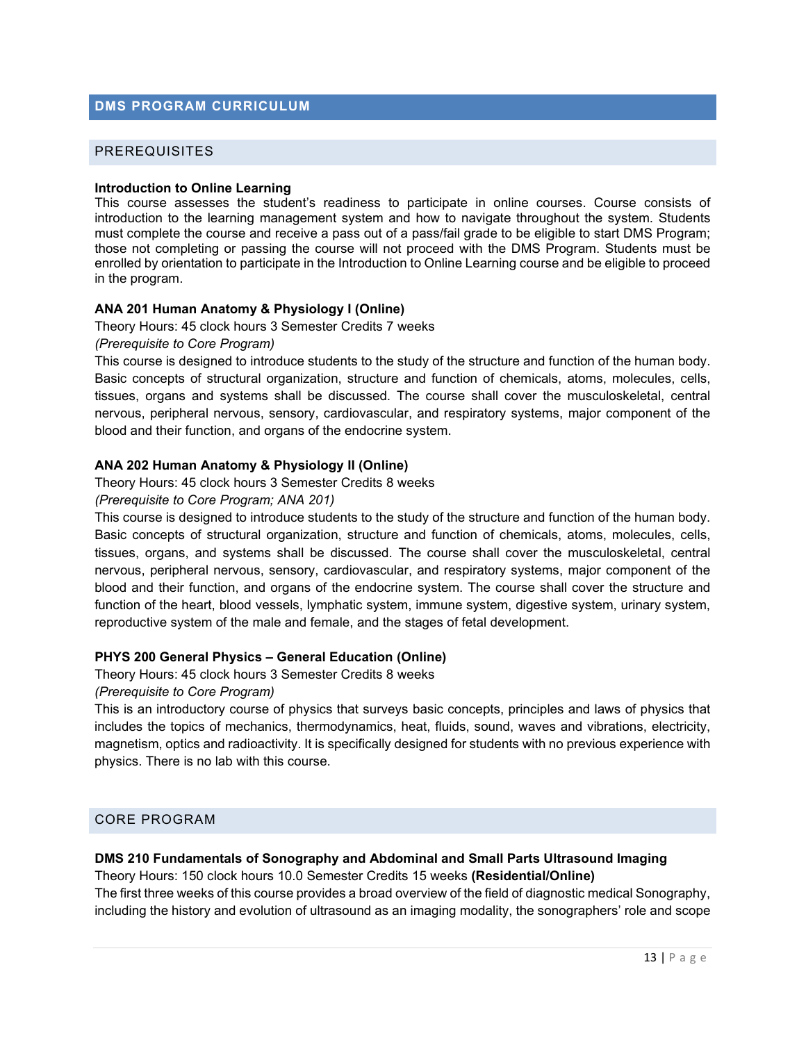## DMS PROGRAM CURRICULUM

### PREREQUISITES

**Introduction to Online Learning**
This course assesses the student's readiness to participate in online courses. Course consists of introduction to the learning management system and how to navigate throughout the system. Students must complete the course and receive a pass out of a pass/fail grade to be eligible to start DMS Program; those not completing or passing the course will not proceed with the DMS Program. Students must be enrolled by orientation to participate in the Introduction to Online Learning course and be eligible to proceed in the program.

**ANA 201 Human Anatomy & Physiology I (Online)**
Theory Hours: 45 clock hours 3 Semester Credits 7 weeks
*(Prerequisite to Core Program)*
This course is designed to introduce students to the study of the structure and function of the human body. Basic concepts of structural organization, structure and function of chemicals, atoms, molecules, cells, tissues, organs and systems shall be discussed. The course shall cover the musculoskeletal, central nervous, peripheral nervous, sensory, cardiovascular, and respiratory systems, major component of the blood and their function, and organs of the endocrine system.

**ANA 202 Human Anatomy & Physiology II (Online)**
Theory Hours: 45 clock hours 3 Semester Credits 8 weeks
*(Prerequisite to Core Program; ANA 201)*
This course is designed to introduce students to the study of the structure and function of the human body. Basic concepts of structural organization, structure and function of chemicals, atoms, molecules, cells, tissues, organs, and systems shall be discussed. The course shall cover the musculoskeletal, central nervous, peripheral nervous, sensory, cardiovascular, and respiratory systems, major component of the blood and their function, and organs of the endocrine system. The course shall cover the structure and function of the heart, blood vessels, lymphatic system, immune system, digestive system, urinary system, reproductive system of the male and female, and the stages of fetal development.

**PHYS 200 General Physics – General Education (Online)**
Theory Hours: 45 clock hours 3 Semester Credits 8 weeks
*(Prerequisite to Core Program)*
This is an introductory course of physics that surveys basic concepts, principles and laws of physics that includes the topics of mechanics, thermodynamics, heat, fluids, sound, waves and vibrations, electricity, magnetism, optics and radioactivity. It is specifically designed for students with no previous experience with physics. There is no lab with this course.

### CORE PROGRAM

**DMS 210 Fundamentals of Sonography and Abdominal and Small Parts Ultrasound Imaging**
Theory Hours: 150 clock hours 10.0 Semester Credits 15 weeks **(Residential/Online)**
The first three weeks of this course provides a broad overview of the field of diagnostic medical Sonography, including the history and evolution of ultrasound as an imaging modality, the sonographers' role and scope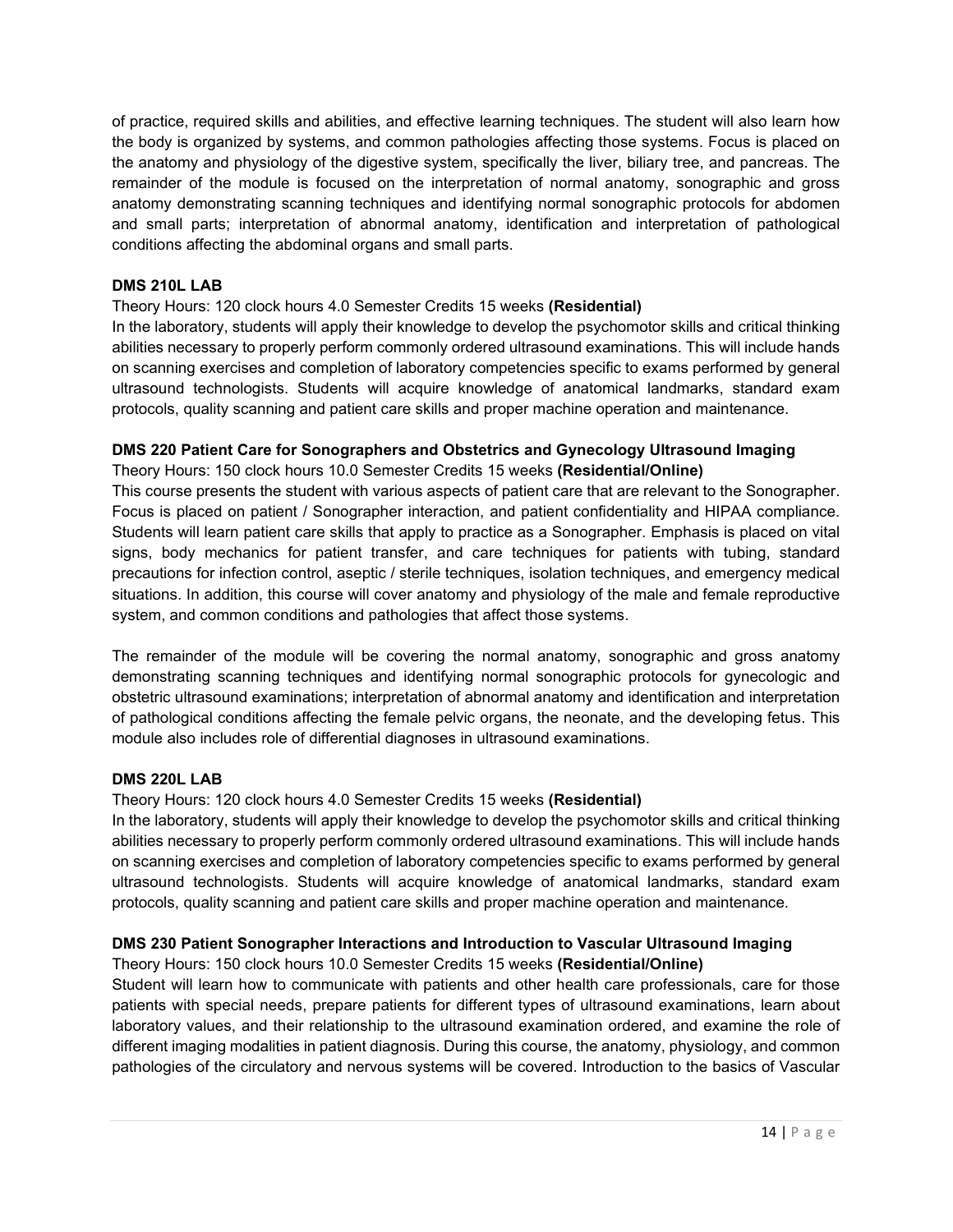of practice, required skills and abilities, and effective learning techniques. The student will also learn how the body is organized by systems, and common pathologies affecting those systems. Focus is placed on the anatomy and physiology of the digestive system, specifically the liver, biliary tree, and pancreas. The remainder of the module is focused on the interpretation of normal anatomy, sonographic and gross anatomy demonstrating scanning techniques and identifying normal sonographic protocols for abdomen and small parts; interpretation of abnormal anatomy, identification and interpretation of pathological conditions affecting the abdominal organs and small parts.

**DMS 210L LAB**

Theory Hours: 120 clock hours 4.0 Semester Credits 15 weeks **(Residential)**

In the laboratory, students will apply their knowledge to develop the psychomotor skills and critical thinking abilities necessary to properly perform commonly ordered ultrasound examinations. This will include hands on scanning exercises and completion of laboratory competencies specific to exams performed by general ultrasound technologists. Students will acquire knowledge of anatomical landmarks, standard exam protocols, quality scanning and patient care skills and proper machine operation and maintenance.

**DMS 220 Patient Care for Sonographers and Obstetrics and Gynecology Ultrasound Imaging**

Theory Hours: 150 clock hours 10.0 Semester Credits 15 weeks **(Residential/Online)**

This course presents the student with various aspects of patient care that are relevant to the Sonographer. Focus is placed on patient / Sonographer interaction, and patient confidentiality and HIPAA compliance. Students will learn patient care skills that apply to practice as a Sonographer. Emphasis is placed on vital signs, body mechanics for patient transfer, and care techniques for patients with tubing, standard precautions for infection control, aseptic / sterile techniques, isolation techniques, and emergency medical situations. In addition, this course will cover anatomy and physiology of the male and female reproductive system, and common conditions and pathologies that affect those systems.

The remainder of the module will be covering the normal anatomy, sonographic and gross anatomy demonstrating scanning techniques and identifying normal sonographic protocols for gynecologic and obstetric ultrasound examinations; interpretation of abnormal anatomy and identification and interpretation of pathological conditions affecting the female pelvic organs, the neonate, and the developing fetus. This module also includes role of differential diagnoses in ultrasound examinations.

**DMS 220L LAB**

Theory Hours: 120 clock hours 4.0 Semester Credits 15 weeks **(Residential)**

In the laboratory, students will apply their knowledge to develop the psychomotor skills and critical thinking abilities necessary to properly perform commonly ordered ultrasound examinations. This will include hands on scanning exercises and completion of laboratory competencies specific to exams performed by general ultrasound technologists. Students will acquire knowledge of anatomical landmarks, standard exam protocols, quality scanning and patient care skills and proper machine operation and maintenance.

**DMS 230 Patient Sonographer Interactions and Introduction to Vascular Ultrasound Imaging**

Theory Hours: 150 clock hours 10.0 Semester Credits 15 weeks **(Residential/Online)**

Student will learn how to communicate with patients and other health care professionals, care for those patients with special needs, prepare patients for different types of ultrasound examinations, learn about laboratory values, and their relationship to the ultrasound examination ordered, and examine the role of different imaging modalities in patient diagnosis. During this course, the anatomy, physiology, and common pathologies of the circulatory and nervous systems will be covered. Introduction to the basics of Vascular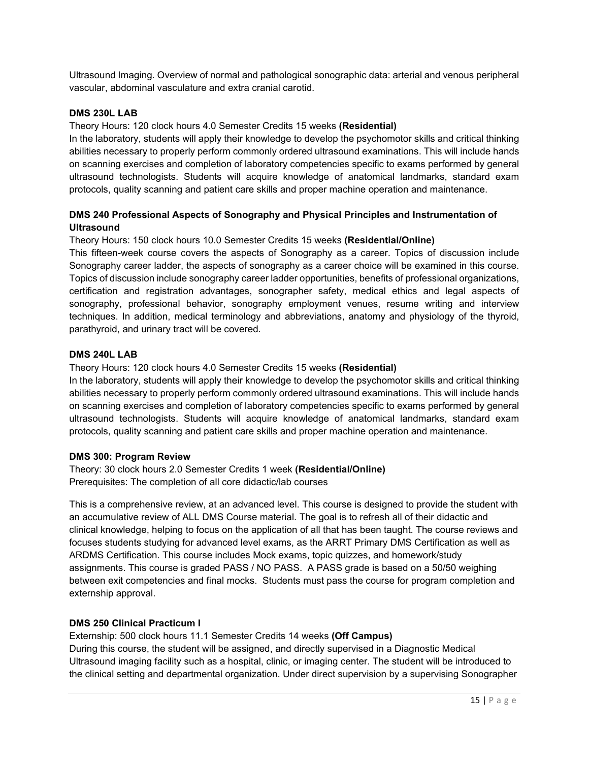Ultrasound Imaging. Overview of normal and pathological sonographic data: arterial and venous peripheral vascular, abdominal vasculature and extra cranial carotid.

**DMS 230L LAB**

Theory Hours: 120 clock hours 4.0 Semester Credits 15 weeks **(Residential)**
In the laboratory, students will apply their knowledge to develop the psychomotor skills and critical thinking abilities necessary to properly perform commonly ordered ultrasound examinations. This will include hands on scanning exercises and completion of laboratory competencies specific to exams performed by general ultrasound technologists. Students will acquire knowledge of anatomical landmarks, standard exam protocols, quality scanning and patient care skills and proper machine operation and maintenance.

**DMS 240 Professional Aspects of Sonography and Physical Principles and Instrumentation of Ultrasound**

Theory Hours: 150 clock hours 10.0 Semester Credits 15 weeks **(Residential/Online)**
This fifteen-week course covers the aspects of Sonography as a career. Topics of discussion include Sonography career ladder, the aspects of sonography as a career choice will be examined in this course. Topics of discussion include sonography career ladder opportunities, benefits of professional organizations, certification and registration advantages, sonographer safety, medical ethics and legal aspects of sonography, professional behavior, sonography employment venues, resume writing and interview techniques. In addition, medical terminology and abbreviations, anatomy and physiology of the thyroid, parathyroid, and urinary tract will be covered.

**DMS 240L LAB**

Theory Hours: 120 clock hours 4.0 Semester Credits 15 weeks **(Residential)**
In the laboratory, students will apply their knowledge to develop the psychomotor skills and critical thinking abilities necessary to properly perform commonly ordered ultrasound examinations. This will include hands on scanning exercises and completion of laboratory competencies specific to exams performed by general ultrasound technologists. Students will acquire knowledge of anatomical landmarks, standard exam protocols, quality scanning and patient care skills and proper machine operation and maintenance.

**DMS 300: Program Review**

Theory: 30 clock hours 2.0 Semester Credits 1 week **(Residential/Online)**
Prerequisites: The completion of all core didactic/lab courses

This is a comprehensive review, at an advanced level. This course is designed to provide the student with an accumulative review of ALL DMS Course material. The goal is to refresh all of their didactic and clinical knowledge, helping to focus on the application of all that has been taught. The course reviews and focuses students studying for advanced level exams, as the ARRT Primary DMS Certification as well as ARDMS Certification. This course includes Mock exams, topic quizzes, and homework/study assignments. This course is graded PASS / NO PASS. A PASS grade is based on a 50/50 weighing between exit competencies and final mocks. Students must pass the course for program completion and externship approval.

**DMS 250 Clinical Practicum I**

Externship: 500 clock hours 11.1 Semester Credits 14 weeks **(Off Campus)**
During this course, the student will be assigned, and directly supervised in a Diagnostic Medical Ultrasound imaging facility such as a hospital, clinic, or imaging center. The student will be introduced to the clinical setting and departmental organization. Under direct supervision by a supervising Sonographer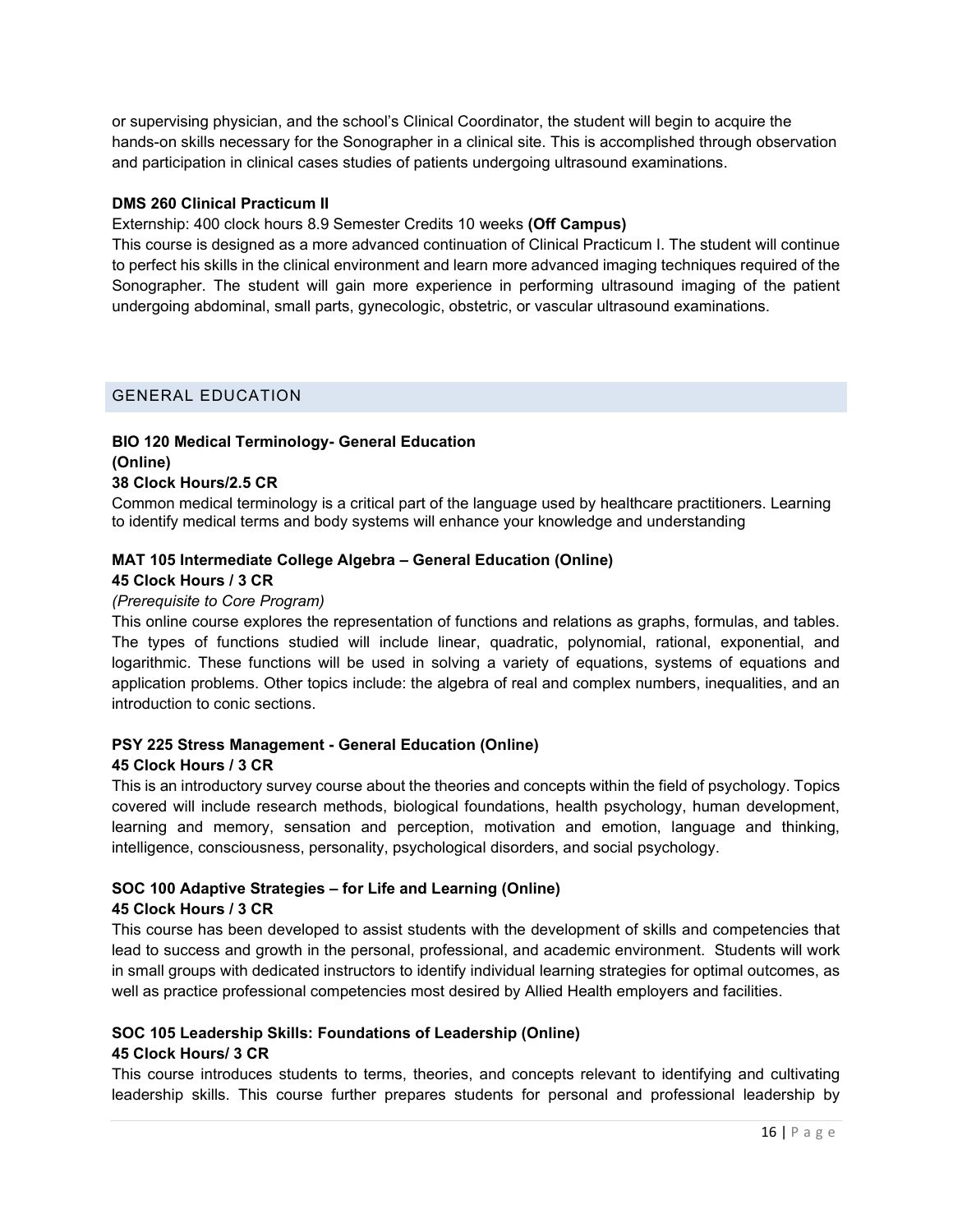or supervising physician, and the school's Clinical Coordinator, the student will begin to acquire the hands-on skills necessary for the Sonographer in a clinical site. This is accomplished through observation and participation in clinical cases studies of patients undergoing ultrasound examinations.

**DMS 260 Clinical Practicum II**

Externship: 400 clock hours 8.9 Semester Credits 10 weeks **(Off Campus)**

This course is designed as a more advanced continuation of Clinical Practicum I. The student will continue to perfect his skills in the clinical environment and learn more advanced imaging techniques required of the Sonographer. The student will gain more experience in performing ultrasound imaging of the patient undergoing abdominal, small parts, gynecologic, obstetric, or vascular ultrasound examinations.

## GENERAL EDUCATION

**BIO 120 Medical Terminology- General Education**
**(Online)**
**38 Clock Hours/2.5 CR**

Common medical terminology is a critical part of the language used by healthcare practitioners. Learning to identify medical terms and body systems will enhance your knowledge and understanding

**MAT 105 Intermediate College Algebra – General Education (Online)**
**45 Clock Hours / 3 CR**
*(Prerequisite to Core Program)*

This online course explores the representation of functions and relations as graphs, formulas, and tables. The types of functions studied will include linear, quadratic, polynomial, rational, exponential, and logarithmic. These functions will be used in solving a variety of equations, systems of equations and application problems. Other topics include: the algebra of real and complex numbers, inequalities, and an introduction to conic sections.

**PSY 225 Stress Management - General Education (Online)**
**45 Clock Hours / 3 CR**

This is an introductory survey course about the theories and concepts within the field of psychology. Topics covered will include research methods, biological foundations, health psychology, human development, learning and memory, sensation and perception, motivation and emotion, language and thinking, intelligence, consciousness, personality, psychological disorders, and social psychology.

**SOC 100 Adaptive Strategies – for Life and Learning (Online)**
**45 Clock Hours / 3 CR**

This course has been developed to assist students with the development of skills and competencies that lead to success and growth in the personal, professional, and academic environment. Students will work in small groups with dedicated instructors to identify individual learning strategies for optimal outcomes, as well as practice professional competencies most desired by Allied Health employers and facilities.

**SOC 105 Leadership Skills: Foundations of Leadership (Online)**
**45 Clock Hours/ 3 CR**

This course introduces students to terms, theories, and concepts relevant to identifying and cultivating leadership skills. This course further prepares students for personal and professional leadership by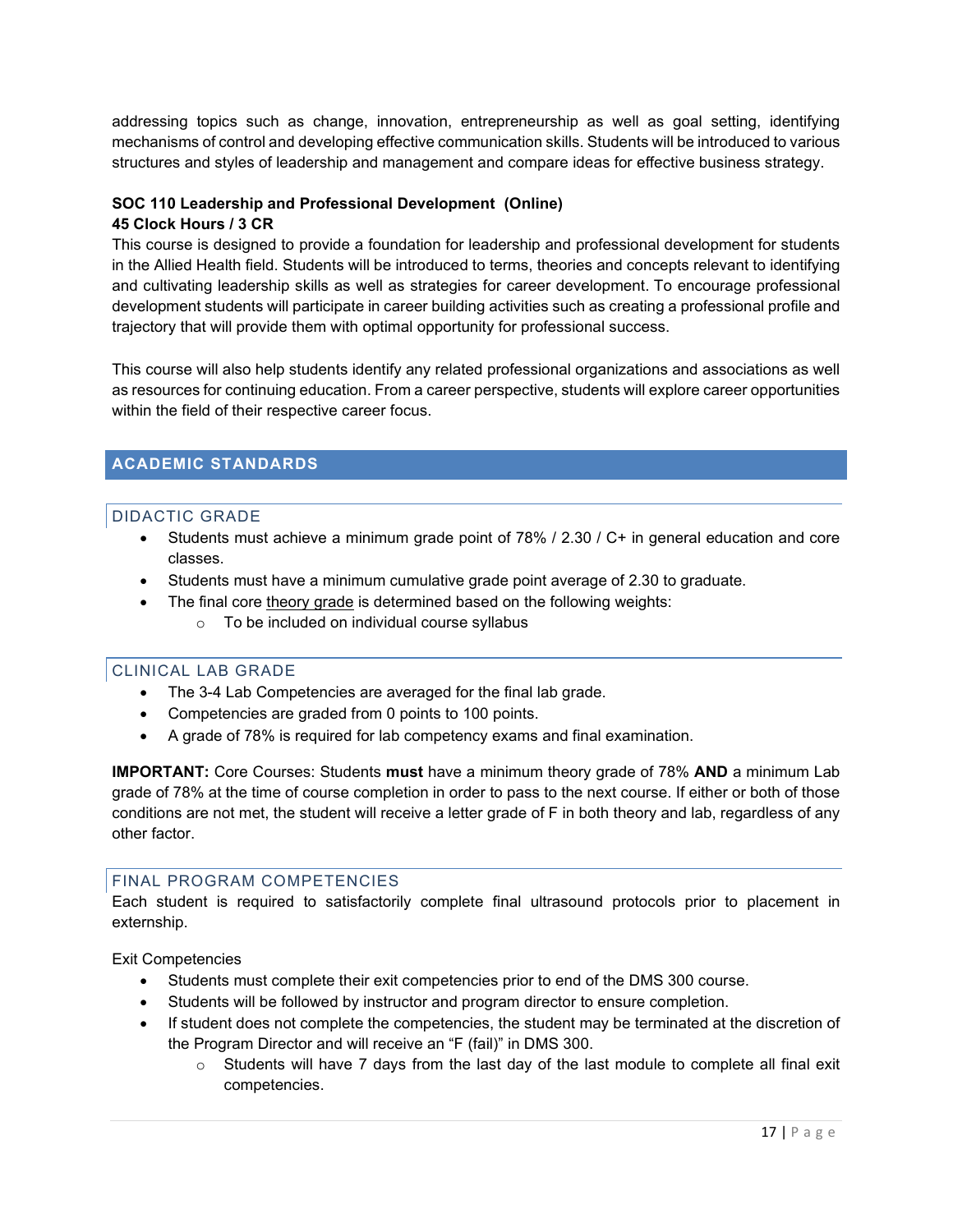addressing topics such as change, innovation, entrepreneurship as well as goal setting, identifying mechanisms of control and developing effective communication skills. Students will be introduced to various structures and styles of leadership and management and compare ideas for effective business strategy.

**SOC 110 Leadership and Professional Development (Online)**
**45 Clock Hours / 3 CR**

This course is designed to provide a foundation for leadership and professional development for students in the Allied Health field. Students will be introduced to terms, theories and concepts relevant to identifying and cultivating leadership skills as well as strategies for career development. To encourage professional development students will participate in career building activities such as creating a professional profile and trajectory that will provide them with optimal opportunity for professional success.

This course will also help students identify any related professional organizations and associations as well as resources for continuing education. From a career perspective, students will explore career opportunities within the field of their respective career focus.

## ACADEMIC STANDARDS

### DIDACTIC GRADE

- Students must achieve a minimum grade point of 78% / 2.30 / C+ in general education and core classes.
- Students must have a minimum cumulative grade point average of 2.30 to graduate.
- The final core theory grade is determined based on the following weights:
  - To be included on individual course syllabus

### CLINICAL LAB GRADE

- The 3-4 Lab Competencies are averaged for the final lab grade.
- Competencies are graded from 0 points to 100 points.
- A grade of 78% is required for lab competency exams and final examination.

**IMPORTANT:** Core Courses: Students **must** have a minimum theory grade of 78% **AND** a minimum Lab grade of 78% at the time of course completion in order to pass to the next course. If either or both of those conditions are not met, the student will receive a letter grade of F in both theory and lab, regardless of any other factor.

### FINAL PROGRAM COMPETENCIES

Each student is required to satisfactorily complete final ultrasound protocols prior to placement in externship.

Exit Competencies

- Students must complete their exit competencies prior to end of the DMS 300 course.
- Students will be followed by instructor and program director to ensure completion.
- If student does not complete the competencies, the student may be terminated at the discretion of the Program Director and will receive an "F (fail)" in DMS 300.
  - Students will have 7 days from the last day of the last module to complete all final exit competencies.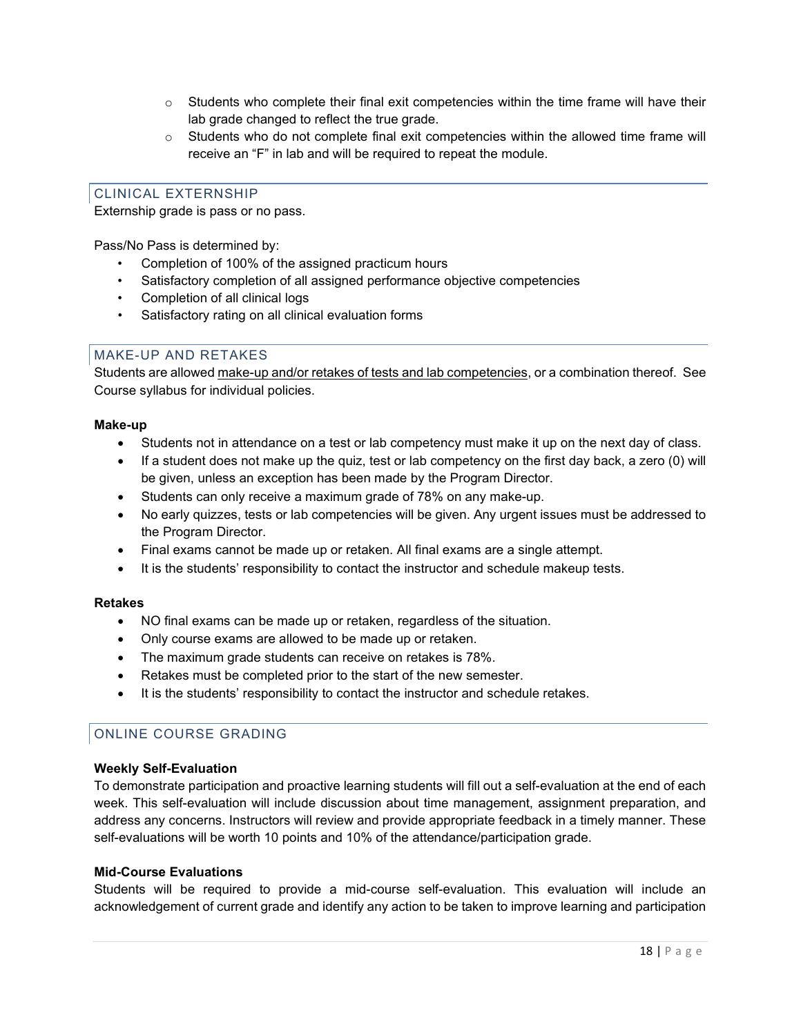- Students who complete their final exit competencies within the time frame will have their lab grade changed to reflect the true grade.
   - Students who do not complete final exit competencies within the allowed time frame will receive an "F" in lab and will be required to repeat the module.

## CLINICAL EXTERNSHIP

Externship grade is pass or no pass.

Pass/No Pass is determined by:

- Completion of 100% of the assigned practicum hours
- Satisfactory completion of all assigned performance objective competencies
- Completion of all clinical logs
- Satisfactory rating on all clinical evaluation forms

## MAKE-UP AND RETAKES

Students are allowed make-up and/or retakes of tests and lab competencies, or a combination thereof. See Course syllabus for individual policies.

**Make-up**

- Students not in attendance on a test or lab competency must make it up on the next day of class.
- If a student does not make up the quiz, test or lab competency on the first day back, a zero (0) will be given, unless an exception has been made by the Program Director.
- Students can only receive a maximum grade of 78% on any make-up.
- No early quizzes, tests or lab competencies will be given. Any urgent issues must be addressed to the Program Director.
- Final exams cannot be made up or retaken. All final exams are a single attempt.
- It is the students' responsibility to contact the instructor and schedule makeup tests.

**Retakes**

- NO final exams can be made up or retaken, regardless of the situation.
- Only course exams are allowed to be made up or retaken.
- The maximum grade students can receive on retakes is 78%.
- Retakes must be completed prior to the start of the new semester.
- It is the students' responsibility to contact the instructor and schedule retakes.

## ONLINE COURSE GRADING

**Weekly Self-Evaluation**

To demonstrate participation and proactive learning students will fill out a self-evaluation at the end of each week. This self-evaluation will include discussion about time management, assignment preparation, and address any concerns. Instructors will review and provide appropriate feedback in a timely manner. These self-evaluations will be worth 10 points and 10% of the attendance/participation grade.

**Mid-Course Evaluations**

Students will be required to provide a mid-course self-evaluation. This evaluation will include an acknowledgement of current grade and identify any action to be taken to improve learning and participation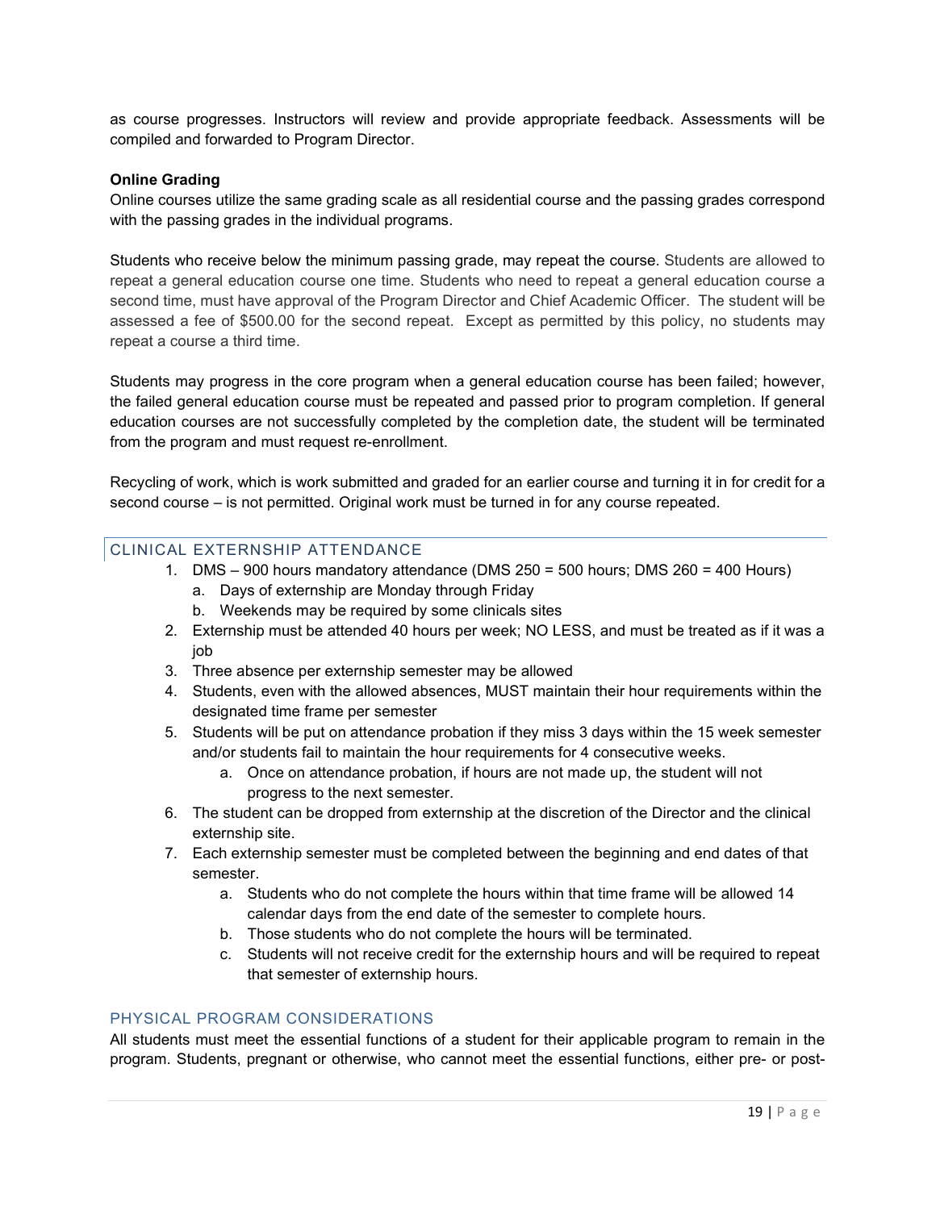as course progresses. Instructors will review and provide appropriate feedback. Assessments will be compiled and forwarded to Program Director.

**Online Grading**
Online courses utilize the same grading scale as all residential course and the passing grades correspond with the passing grades in the individual programs.

Students who receive below the minimum passing grade, may repeat the course. Students are allowed to repeat a general education course one time. Students who need to repeat a general education course a second time, must have approval of the Program Director and Chief Academic Officer. The student will be assessed a fee of $500.00 for the second repeat. Except as permitted by this policy, no students may repeat a course a third time.

Students may progress in the core program when a general education course has been failed; however, the failed general education course must be repeated and passed prior to program completion. If general education courses are not successfully completed by the completion date, the student will be terminated from the program and must request re-enrollment.

Recycling of work, which is work submitted and graded for an earlier course and turning it in for credit for a second course – is not permitted. Original work must be turned in for any course repeated.

## CLINICAL EXTERNSHIP ATTENDANCE

1. DMS – 900 hours mandatory attendance (DMS 250 = 500 hours; DMS 260 = 400 Hours)
   a. Days of externship are Monday through Friday
   b. Weekends may be required by some clinicals sites
2. Externship must be attended 40 hours per week; NO LESS, and must be treated as if it was a job
3. Three absence per externship semester may be allowed
4. Students, even with the allowed absences, MUST maintain their hour requirements within the designated time frame per semester
5. Students will be put on attendance probation if they miss 3 days within the 15 week semester and/or students fail to maintain the hour requirements for 4 consecutive weeks.
   a. Once on attendance probation, if hours are not made up, the student will not progress to the next semester.
6. The student can be dropped from externship at the discretion of the Director and the clinical externship site.
7. Each externship semester must be completed between the beginning and end dates of that semester.
   a. Students who do not complete the hours within that time frame will be allowed 14 calendar days from the end date of the semester to complete hours.
   b. Those students who do not complete the hours will be terminated.
   c. Students will not receive credit for the externship hours and will be required to repeat that semester of externship hours.

## PHYSICAL PROGRAM CONSIDERATIONS

All students must meet the essential functions of a student for their applicable program to remain in the program. Students, pregnant or otherwise, who cannot meet the essential functions, either pre- or post-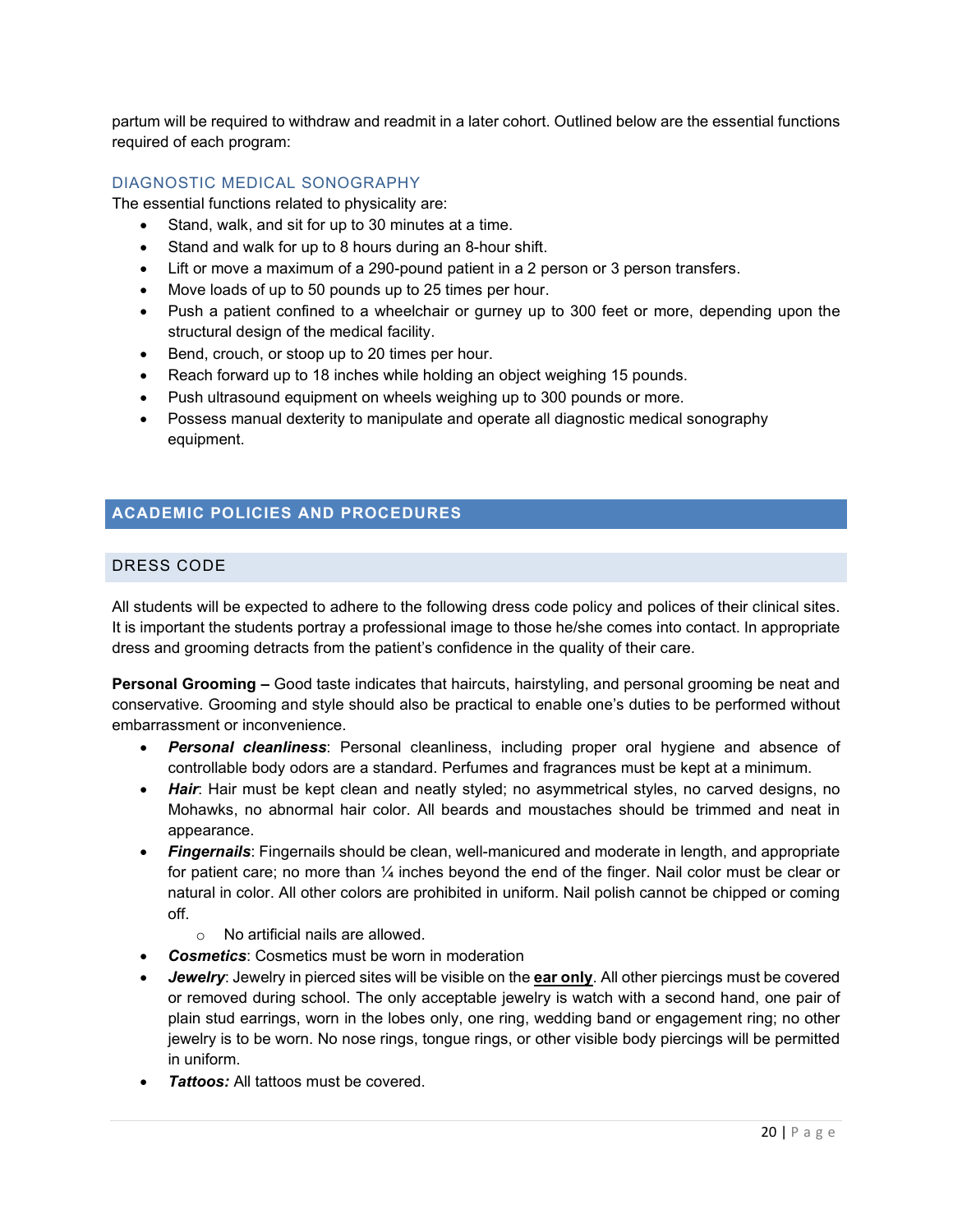partum will be required to withdraw and readmit in a later cohort. Outlined below are the essential functions required of each program:

### DIAGNOSTIC MEDICAL SONOGRAPHY

The essential functions related to physicality are:

- Stand, walk, and sit for up to 30 minutes at a time.
- Stand and walk for up to 8 hours during an 8-hour shift.
- Lift or move a maximum of a 290-pound patient in a 2 person or 3 person transfers.
- Move loads of up to 50 pounds up to 25 times per hour.
- Push a patient confined to a wheelchair or gurney up to 300 feet or more, depending upon the structural design of the medical facility.
- Bend, crouch, or stoop up to 20 times per hour.
- Reach forward up to 18 inches while holding an object weighing 15 pounds.
- Push ultrasound equipment on wheels weighing up to 300 pounds or more.
- Possess manual dexterity to manipulate and operate all diagnostic medical sonography equipment.

## ACADEMIC POLICIES AND PROCEDURES

### DRESS CODE

All students will be expected to adhere to the following dress code policy and polices of their clinical sites. It is important the students portray a professional image to those he/she comes into contact. In appropriate dress and grooming detracts from the patient's confidence in the quality of their care.

**Personal Grooming –** Good taste indicates that haircuts, hairstyling, and personal grooming be neat and conservative. Grooming and style should also be practical to enable one's duties to be performed without embarrassment or inconvenience.

- ***Personal cleanliness***: Personal cleanliness, including proper oral hygiene and absence of controllable body odors are a standard. Perfumes and fragrances must be kept at a minimum.
- ***Hair***: Hair must be kept clean and neatly styled; no asymmetrical styles, no carved designs, no Mohawks, no abnormal hair color. All beards and moustaches should be trimmed and neat in appearance.
- ***Fingernails***: Fingernails should be clean, well-manicured and moderate in length, and appropriate for patient care; no more than ¼ inches beyond the end of the finger. Nail color must be clear or natural in color. All other colors are prohibited in uniform. Nail polish cannot be chipped or coming off.
    - No artificial nails are allowed.
- ***Cosmetics***: Cosmetics must be worn in moderation
- ***Jewelry***: Jewelry in pierced sites will be visible on the **ear only**. All other piercings must be covered or removed during school. The only acceptable jewelry is watch with a second hand, one pair of plain stud earrings, worn in the lobes only, one ring, wedding band or engagement ring; no other jewelry is to be worn. No nose rings, tongue rings, or other visible body piercings will be permitted in uniform.
- ***Tattoos:*** All tattoos must be covered.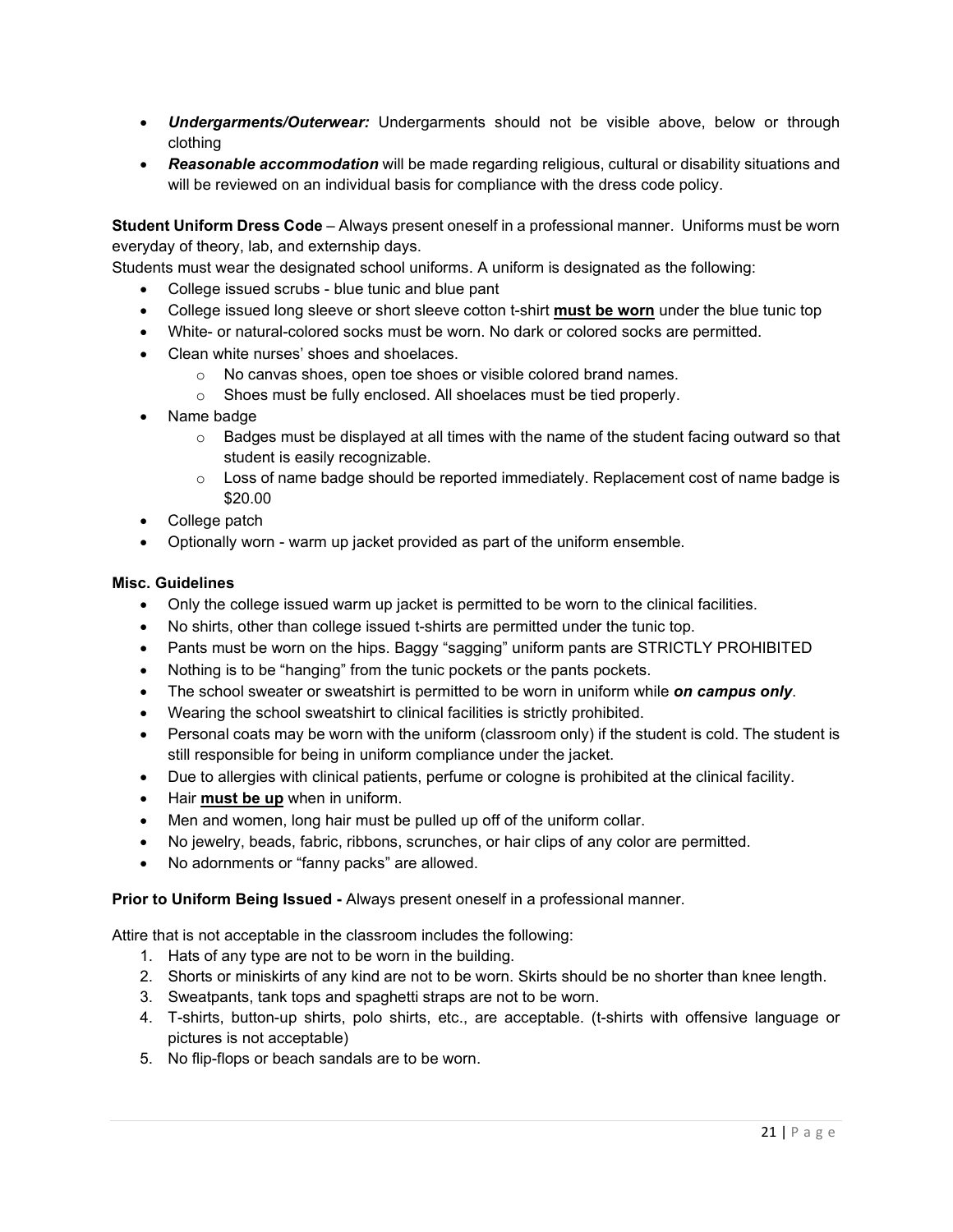- ***Undergarments/Outerwear:*** Undergarments should not be visible above, below or through clothing
- ***Reasonable accommodation*** will be made regarding religious, cultural or disability situations and will be reviewed on an individual basis for compliance with the dress code policy.

**Student Uniform Dress Code** – Always present oneself in a professional manner. Uniforms must be worn everyday of theory, lab, and externship days.

Students must wear the designated school uniforms. A uniform is designated as the following:

- College issued scrubs - blue tunic and blue pant
- College issued long sleeve or short sleeve cotton t-shirt <u>**must be worn**</u> under the blue tunic top
- White- or natural-colored socks must be worn. No dark or colored socks are permitted.
- Clean white nurses' shoes and shoelaces.
  - No canvas shoes, open toe shoes or visible colored brand names.
  - Shoes must be fully enclosed. All shoelaces must be tied properly.
- Name badge
  - Badges must be displayed at all times with the name of the student facing outward so that student is easily recognizable.
  - Loss of name badge should be reported immediately. Replacement cost of name badge is $20.00
- College patch
- Optionally worn - warm up jacket provided as part of the uniform ensemble.

**Misc. Guidelines**

- Only the college issued warm up jacket is permitted to be worn to the clinical facilities.
- No shirts, other than college issued t-shirts are permitted under the tunic top.
- Pants must be worn on the hips. Baggy "sagging" uniform pants are STRICTLY PROHIBITED
- Nothing is to be "hanging" from the tunic pockets or the pants pockets.
- The school sweater or sweatshirt is permitted to be worn in uniform while ***on campus only***.
- Wearing the school sweatshirt to clinical facilities is strictly prohibited.
- Personal coats may be worn with the uniform (classroom only) if the student is cold. The student is still responsible for being in uniform compliance under the jacket.
- Due to allergies with clinical patients, perfume or cologne is prohibited at the clinical facility.
- Hair <u>**must be up**</u> when in uniform.
- Men and women, long hair must be pulled up off of the uniform collar.
- No jewelry, beads, fabric, ribbons, scrunches, or hair clips of any color are permitted.
- No adornments or "fanny packs" are allowed.

**Prior to Uniform Being Issued -** Always present oneself in a professional manner.

Attire that is not acceptable in the classroom includes the following:

1. Hats of any type are not to be worn in the building.
2. Shorts or miniskirts of any kind are not to be worn. Skirts should be no shorter than knee length.
3. Sweatpants, tank tops and spaghetti straps are not to be worn.
4. T-shirts, button-up shirts, polo shirts, etc., are acceptable. (t-shirts with offensive language or pictures is not acceptable)
5. No flip-flops or beach sandals are to be worn.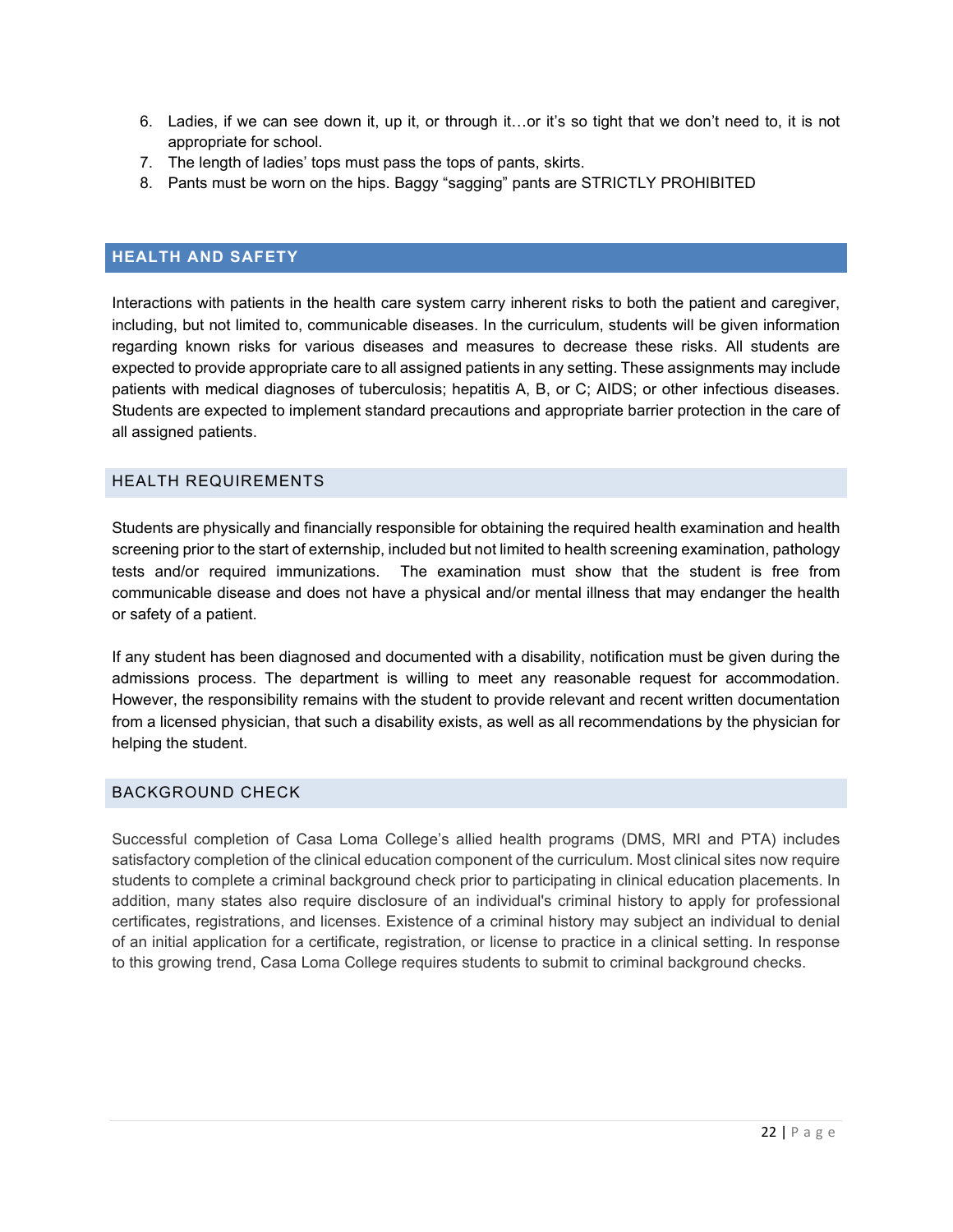6. Ladies, if we can see down it, up it, or through it…or it's so tight that we don't need to, it is not appropriate for school.
7. The length of ladies' tops must pass the tops of pants, skirts.
8. Pants must be worn on the hips. Baggy "sagging" pants are STRICTLY PROHIBITED

## HEALTH AND SAFETY

Interactions with patients in the health care system carry inherent risks to both the patient and caregiver, including, but not limited to, communicable diseases. In the curriculum, students will be given information regarding known risks for various diseases and measures to decrease these risks. All students are expected to provide appropriate care to all assigned patients in any setting. These assignments may include patients with medical diagnoses of tuberculosis; hepatitis A, B, or C; AIDS; or other infectious diseases. Students are expected to implement standard precautions and appropriate barrier protection in the care of all assigned patients.

### HEALTH REQUIREMENTS

Students are physically and financially responsible for obtaining the required health examination and health screening prior to the start of externship, included but not limited to health screening examination, pathology tests and/or required immunizations. The examination must show that the student is free from communicable disease and does not have a physical and/or mental illness that may endanger the health or safety of a patient.

If any student has been diagnosed and documented with a disability, notification must be given during the admissions process. The department is willing to meet any reasonable request for accommodation. However, the responsibility remains with the student to provide relevant and recent written documentation from a licensed physician, that such a disability exists, as well as all recommendations by the physician for helping the student.

### BACKGROUND CHECK

Successful completion of Casa Loma College's allied health programs (DMS, MRI and PTA) includes satisfactory completion of the clinical education component of the curriculum. Most clinical sites now require students to complete a criminal background check prior to participating in clinical education placements. In addition, many states also require disclosure of an individual's criminal history to apply for professional certificates, registrations, and licenses. Existence of a criminal history may subject an individual to denial of an initial application for a certificate, registration, or license to practice in a clinical setting. In response to this growing trend, Casa Loma College requires students to submit to criminal background checks.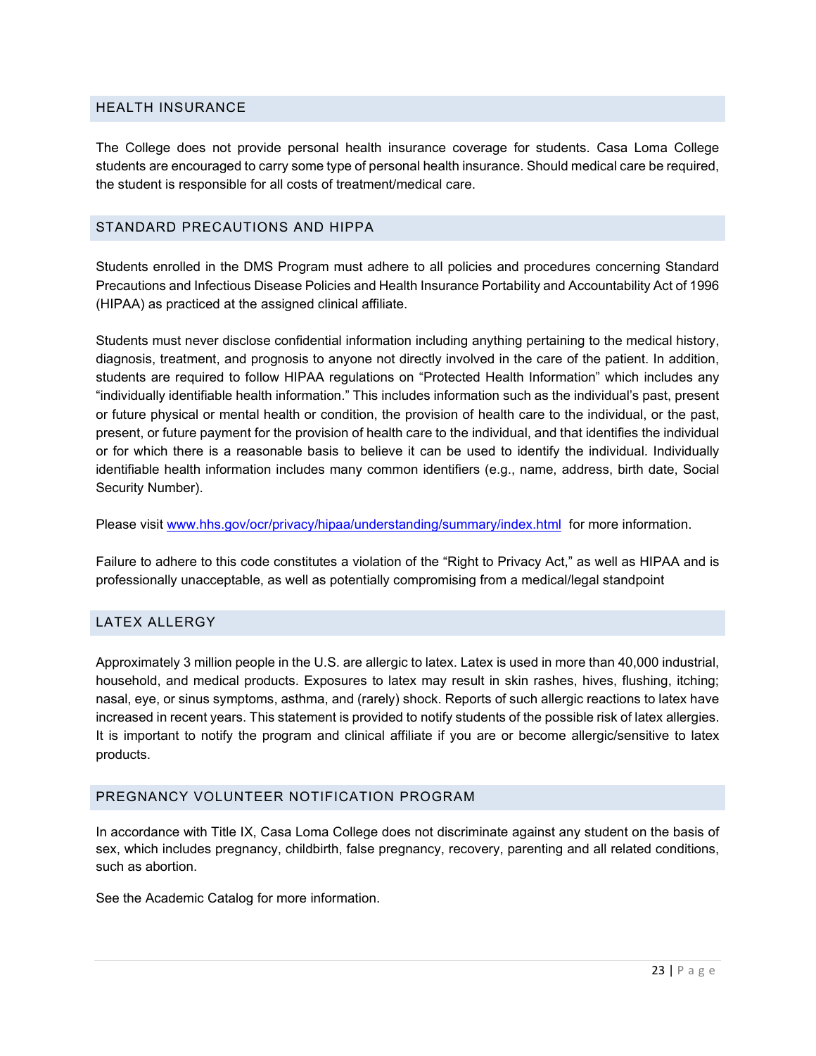## HEALTH INSURANCE

The College does not provide personal health insurance coverage for students. Casa Loma College students are encouraged to carry some type of personal health insurance. Should medical care be required, the student is responsible for all costs of treatment/medical care.

## STANDARD PRECAUTIONS AND HIPPA

Students enrolled in the DMS Program must adhere to all policies and procedures concerning Standard Precautions and Infectious Disease Policies and Health Insurance Portability and Accountability Act of 1996 (HIPAA) as practiced at the assigned clinical affiliate.

Students must never disclose confidential information including anything pertaining to the medical history, diagnosis, treatment, and prognosis to anyone not directly involved in the care of the patient. In addition, students are required to follow HIPAA regulations on "Protected Health Information" which includes any "individually identifiable health information." This includes information such as the individual's past, present or future physical or mental health or condition, the provision of health care to the individual, or the past, present, or future payment for the provision of health care to the individual, and that identifies the individual or for which there is a reasonable basis to believe it can be used to identify the individual. Individually identifiable health information includes many common identifiers (e.g., name, address, birth date, Social Security Number).

Please visit [www.hhs.gov/ocr/privacy/hipaa/understanding/summary/index.html](www.hhs.gov/ocr/privacy/hipaa/understanding/summary/index.html) for more information.

Failure to adhere to this code constitutes a violation of the "Right to Privacy Act," as well as HIPAA and is professionally unacceptable, as well as potentially compromising from a medical/legal standpoint

## LATEX ALLERGY

Approximately 3 million people in the U.S. are allergic to latex. Latex is used in more than 40,000 industrial, household, and medical products. Exposures to latex may result in skin rashes, hives, flushing, itching; nasal, eye, or sinus symptoms, asthma, and (rarely) shock. Reports of such allergic reactions to latex have increased in recent years. This statement is provided to notify students of the possible risk of latex allergies. It is important to notify the program and clinical affiliate if you are or become allergic/sensitive to latex products.

## PREGNANCY VOLUNTEER NOTIFICATION PROGRAM

In accordance with Title IX, Casa Loma College does not discriminate against any student on the basis of sex, which includes pregnancy, childbirth, false pregnancy, recovery, parenting and all related conditions, such as abortion.

See the Academic Catalog for more information.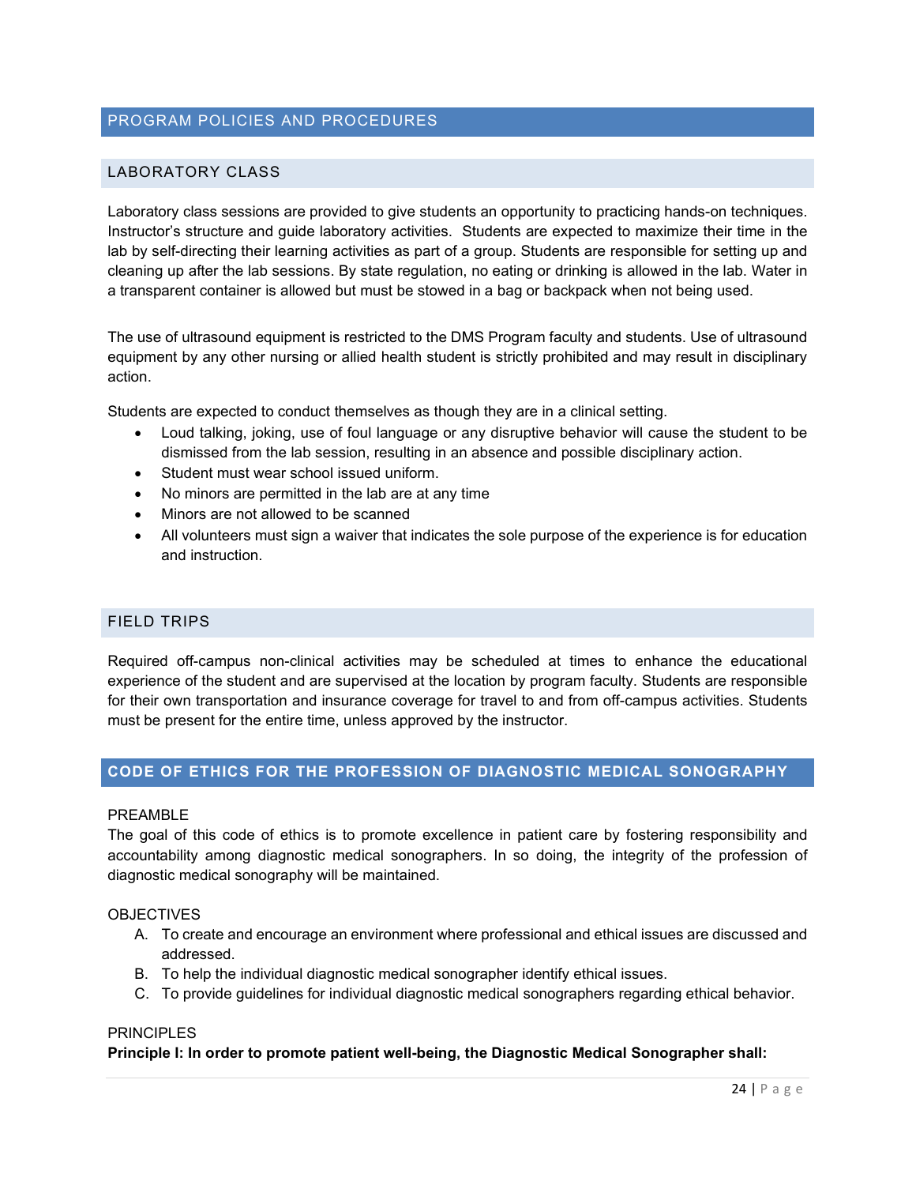# PROGRAM POLICIES AND PROCEDURES

## LABORATORY CLASS

Laboratory class sessions are provided to give students an opportunity to practicing hands-on techniques. Instructor's structure and guide laboratory activities. Students are expected to maximize their time in the lab by self-directing their learning activities as part of a group. Students are responsible for setting up and cleaning up after the lab sessions. By state regulation, no eating or drinking is allowed in the lab. Water in a transparent container is allowed but must be stowed in a bag or backpack when not being used.

The use of ultrasound equipment is restricted to the DMS Program faculty and students. Use of ultrasound equipment by any other nursing or allied health student is strictly prohibited and may result in disciplinary action.

Students are expected to conduct themselves as though they are in a clinical setting.

- Loud talking, joking, use of foul language or any disruptive behavior will cause the student to be dismissed from the lab session, resulting in an absence and possible disciplinary action.
- Student must wear school issued uniform.
- No minors are permitted in the lab are at any time
- Minors are not allowed to be scanned
- All volunteers must sign a waiver that indicates the sole purpose of the experience is for education and instruction.

## FIELD TRIPS

Required off-campus non-clinical activities may be scheduled at times to enhance the educational experience of the student and are supervised at the location by program faculty. Students are responsible for their own transportation and insurance coverage for travel to and from off-campus activities. Students must be present for the entire time, unless approved by the instructor.

# CODE OF ETHICS FOR THE PROFESSION OF DIAGNOSTIC MEDICAL SONOGRAPHY

PREAMBLE

The goal of this code of ethics is to promote excellence in patient care by fostering responsibility and accountability among diagnostic medical sonographers. In so doing, the integrity of the profession of diagnostic medical sonography will be maintained.

OBJECTIVES

A. To create and encourage an environment where professional and ethical issues are discussed and addressed.
B. To help the individual diagnostic medical sonographer identify ethical issues.
C. To provide guidelines for individual diagnostic medical sonographers regarding ethical behavior.

PRINCIPLES

**Principle I: In order to promote patient well-being, the Diagnostic Medical Sonographer shall:**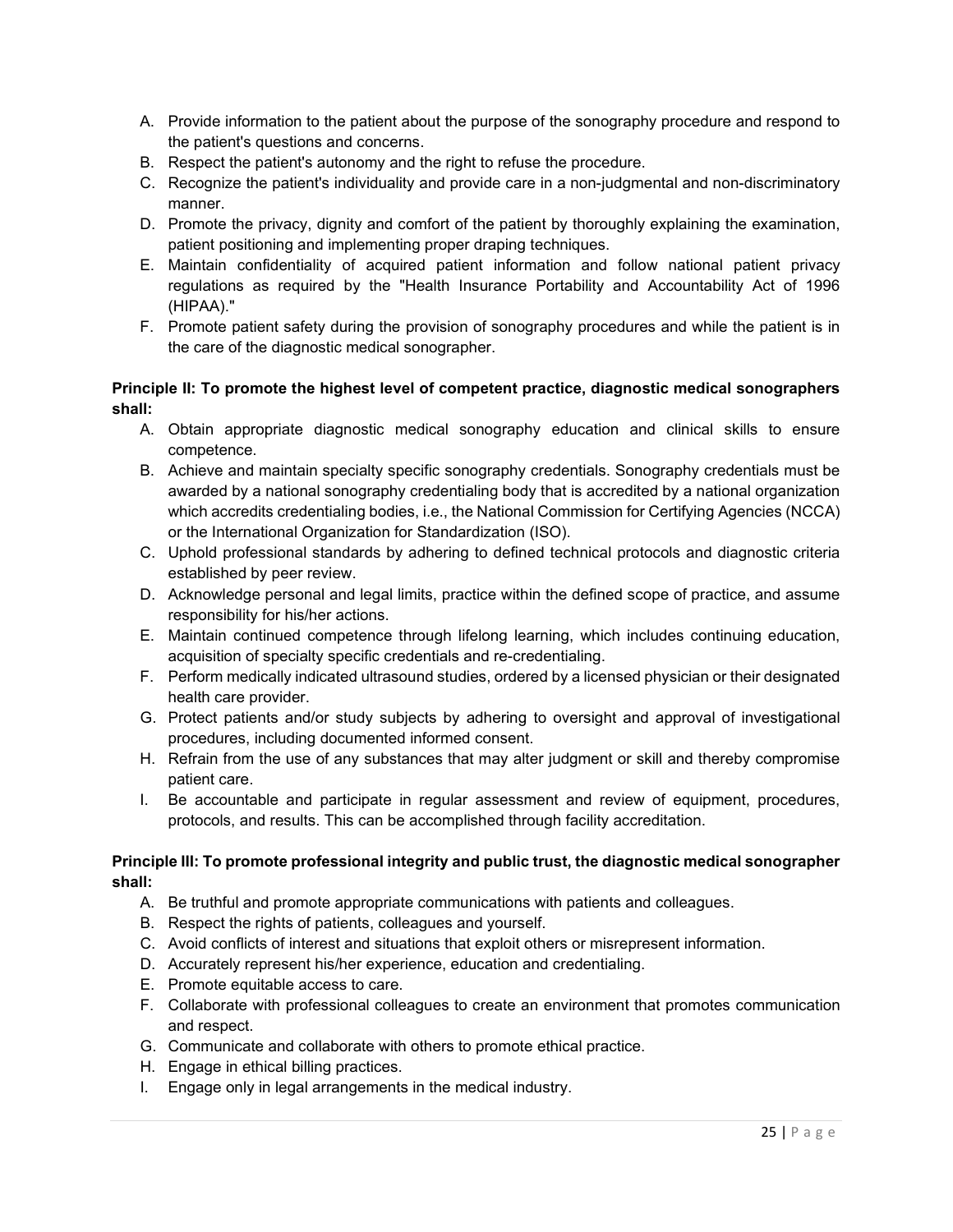A. Provide information to the patient about the purpose of the sonography procedure and respond to the patient's questions and concerns.
B. Respect the patient's autonomy and the right to refuse the procedure.
C. Recognize the patient's individuality and provide care in a non-judgmental and non-discriminatory manner.
D. Promote the privacy, dignity and comfort of the patient by thoroughly explaining the examination, patient positioning and implementing proper draping techniques.
E. Maintain confidentiality of acquired patient information and follow national patient privacy regulations as required by the "Health Insurance Portability and Accountability Act of 1996 (HIPAA)."
F. Promote patient safety during the provision of sonography procedures and while the patient is in the care of the diagnostic medical sonographer.

**Principle II: To promote the highest level of competent practice, diagnostic medical sonographers shall:**

A. Obtain appropriate diagnostic medical sonography education and clinical skills to ensure competence.
B. Achieve and maintain specialty specific sonography credentials. Sonography credentials must be awarded by a national sonography credentialing body that is accredited by a national organization which accredits credentialing bodies, i.e., the National Commission for Certifying Agencies (NCCA) or the International Organization for Standardization (ISO).
C. Uphold professional standards by adhering to defined technical protocols and diagnostic criteria established by peer review.
D. Acknowledge personal and legal limits, practice within the defined scope of practice, and assume responsibility for his/her actions.
E. Maintain continued competence through lifelong learning, which includes continuing education, acquisition of specialty specific credentials and re-credentialing.
F. Perform medically indicated ultrasound studies, ordered by a licensed physician or their designated health care provider.
G. Protect patients and/or study subjects by adhering to oversight and approval of investigational procedures, including documented informed consent.
H. Refrain from the use of any substances that may alter judgment or skill and thereby compromise patient care.
I. Be accountable and participate in regular assessment and review of equipment, procedures, protocols, and results. This can be accomplished through facility accreditation.

**Principle III: To promote professional integrity and public trust, the diagnostic medical sonographer shall:**

A. Be truthful and promote appropriate communications with patients and colleagues.
B. Respect the rights of patients, colleagues and yourself.
C. Avoid conflicts of interest and situations that exploit others or misrepresent information.
D. Accurately represent his/her experience, education and credentialing.
E. Promote equitable access to care.
F. Collaborate with professional colleagues to create an environment that promotes communication and respect.
G. Communicate and collaborate with others to promote ethical practice.
H. Engage in ethical billing practices.
I. Engage only in legal arrangements in the medical industry.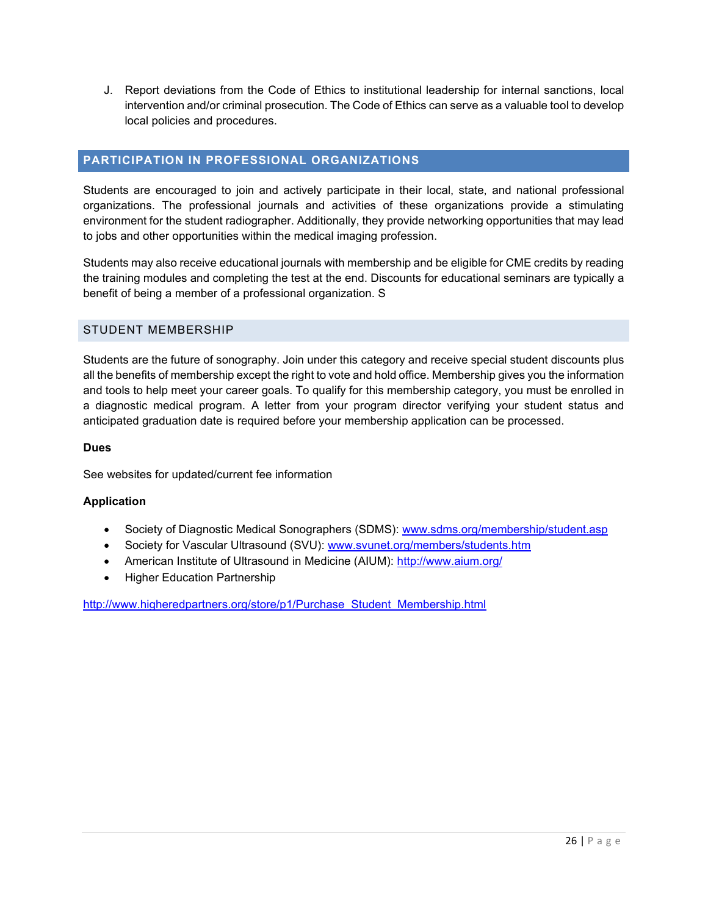J. Report deviations from the Code of Ethics to institutional leadership for internal sanctions, local intervention and/or criminal prosecution. The Code of Ethics can serve as a valuable tool to develop local policies and procedures.

## PARTICIPATION IN PROFESSIONAL ORGANIZATIONS

Students are encouraged to join and actively participate in their local, state, and national professional organizations. The professional journals and activities of these organizations provide a stimulating environment for the student radiographer. Additionally, they provide networking opportunities that may lead to jobs and other opportunities within the medical imaging profession.

Students may also receive educational journals with membership and be eligible for CME credits by reading the training modules and completing the test at the end. Discounts for educational seminars are typically a benefit of being a member of a professional organization. S

### STUDENT MEMBERSHIP

Students are the future of sonography. Join under this category and receive special student discounts plus all the benefits of membership except the right to vote and hold office. Membership gives you the information and tools to help meet your career goals. To qualify for this membership category, you must be enrolled in a diagnostic medical program. A letter from your program director verifying your student status and anticipated graduation date is required before your membership application can be processed.

**Dues**

See websites for updated/current fee information

**Application**

- Society of Diagnostic Medical Sonographers (SDMS): www.sdms.org/membership/student.asp
- Society for Vascular Ultrasound (SVU): www.svunet.org/members/students.htm
- American Institute of Ultrasound in Medicine (AIUM): http://www.aium.org/
- Higher Education Partnership

http://www.higheredpartners.org/store/p1/Purchase_Student_Membership.html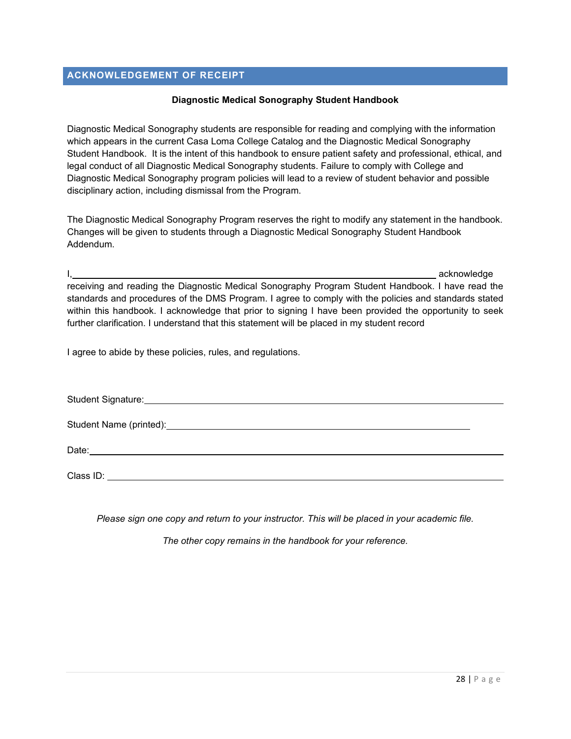## ACKNOWLEDGEMENT OF RECEIPT

**Diagnostic Medical Sonography Student Handbook**

Diagnostic Medical Sonography students are responsible for reading and complying with the information which appears in the current Casa Loma College Catalog and the Diagnostic Medical Sonography Student Handbook. It is the intent of this handbook to ensure patient safety and professional, ethical, and legal conduct of all Diagnostic Medical Sonography students. Failure to comply with College and Diagnostic Medical Sonography program policies will lead to a review of student behavior and possible disciplinary action, including dismissal from the Program.

The Diagnostic Medical Sonography Program reserves the right to modify any statement in the handbook. Changes will be given to students through a Diagnostic Medical Sonography Student Handbook Addendum.

I,\_\_\_\_\_\_\_\_\_\_\_\_\_\_\_\_\_\_\_\_\_\_\_\_\_\_\_\_\_\_\_\_\_\_\_\_\_\_\_\_\_\_\_\_\_\_\_\_\_\_\_\_\_\_\_\_ acknowledge receiving and reading the Diagnostic Medical Sonography Program Student Handbook. I have read the standards and procedures of the DMS Program. I agree to comply with the policies and standards stated within this handbook. I acknowledge that prior to signing I have been provided the opportunity to seek further clarification. I understand that this statement will be placed in my student record

I agree to abide by these policies, rules, and regulations.

Student Signature:\_\_\_\_\_\_\_\_\_\_\_\_\_\_\_\_\_\_\_\_\_\_\_\_\_\_\_\_\_\_\_\_\_\_\_\_\_\_\_\_\_\_\_\_\_\_\_\_\_\_\_\_\_\_\_\_

Student Name (printed):\_\_\_\_\_\_\_\_\_\_\_\_\_\_\_\_\_\_\_\_\_\_\_\_\_\_\_\_\_\_\_\_\_\_\_\_\_\_\_\_\_\_\_\_\_\_\_\_\_\_

Date:\_\_\_\_\_\_\_\_\_\_\_\_\_\_\_\_\_\_\_\_\_\_\_\_\_\_\_\_\_\_\_\_\_\_\_\_\_\_\_\_\_\_\_\_\_\_\_\_\_\_\_\_\_\_\_\_\_\_\_\_\_\_\_\_\_\_

Class ID: \_\_\_\_\_\_\_\_\_\_\_\_\_\_\_\_\_\_\_\_\_\_\_\_\_\_\_\_\_\_\_\_\_\_\_\_\_\_\_\_\_\_\_\_\_\_\_\_\_\_\_\_\_\_\_\_\_\_\_\_\_\_

*Please sign one copy and return to your instructor. This will be placed in your academic file.*

*The other copy remains in the handbook for your reference.*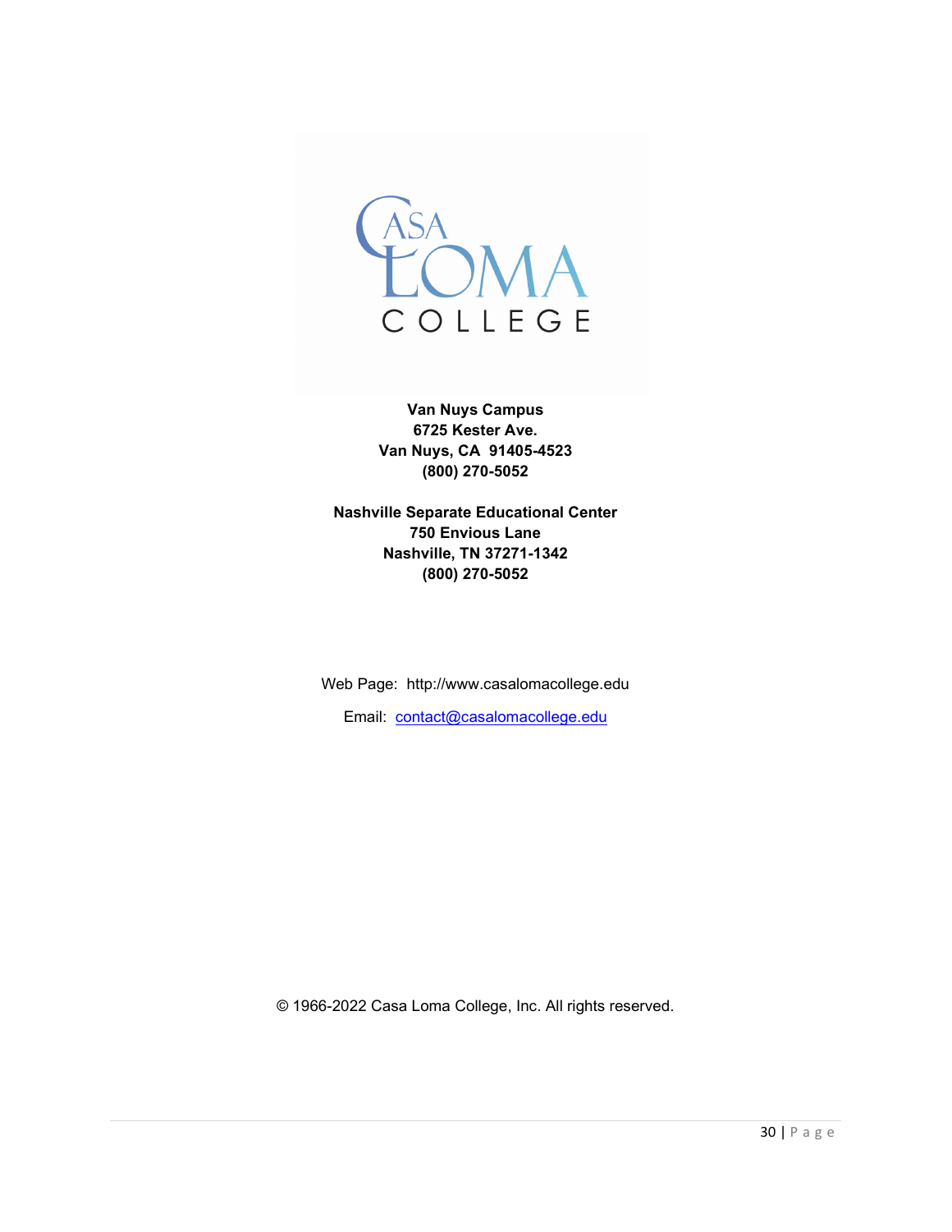**Van Nuys Campus**
**6725 Kester Ave.**
**Van Nuys, CA  91405-4523**
**(800) 270-5052**

**Nashville Separate Educational Center**
**750 Envious Lane**
**Nashville, TN 37271-1342**
**(800) 270-5052**

Web Page: http://www.casalomacollege.edu

Email: contact@casalomacollege.edu

© 1966-2022 Casa Loma College, Inc. All rights reserved.